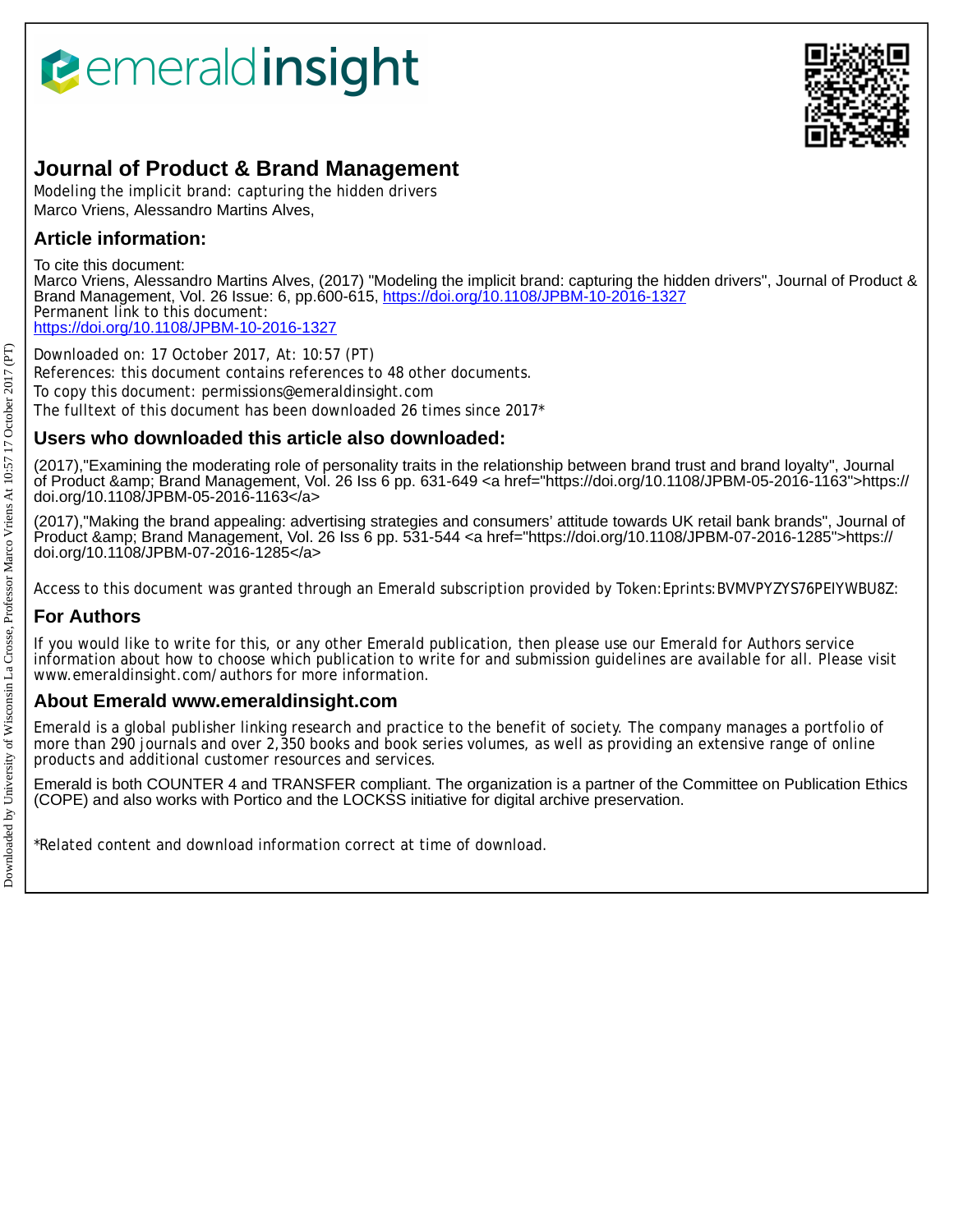# Journal of Product & Brand Management

Modeling the implicit brand: capturing the hidden drivers

Marco Vriens, Alessandro Martins Alves,

## Article information:

To cite this document:

Marco Vriens, Alessandro Martins Alves, (2017) "Modeling the implicit brand: capturing the hidden drivers", Journal of Product & Brand Management, Vol. 26 Issue: 6, pp.600-615, https://doi.org/10.1108/JPBM-10-2016-1327

Permanent link to this document:

https://doi.org/10.1108/JPBM-10-2016-1327

Downloaded on: 17 October 2017, At: 10:57 (PT)

References: this document contains references to 48 other documents.

To copy this document: permissions@emeraldinsight.com

The fulltext of this document has been downloaded 26 times since 2017*

## Users who downloaded this article also downloaded:

(2017),"Examining the moderating role of personality traits in the relationship between brand trust and brand loyalty", Journal of Product &amp; Brand Management, Vol. 26 Iss 6 pp. 631-649 <a href="https://doi.org/10.1108/JPBM-05-2016-1163">https://doi.org/10.1108/JPBM-05-2016-1163</a>

(2017),"Making the brand appealing: advertising strategies and consumers' attitude towards UK retail bank brands", Journal of Product &amp; Brand Management, Vol. 26 Iss 6 pp. 531-544 <a href="https://doi.org/10.1108/JPBM-07-2016-1285">https://doi.org/10.1108/JPBM-07-2016-1285</a>

Access to this document was granted through an Emerald subscription provided by Token:Eprints:BVMVPYZYS76PEIYWBU8Z:

## For Authors

If you would like to write for this, or any other Emerald publication, then please use our Emerald for Authors service information about how to choose which publication to write for and submission guidelines are available for all. Please visit www.emeraldinsight.com/authors for more information.

## About Emerald www.emeraldinsight.com

Emerald is a global publisher linking research and practice to the benefit of society. The company manages a portfolio of more than 290 journals and over 2,350 books and book series volumes, as well as providing an extensive range of online products and additional customer resources and services.

Emerald is both COUNTER 4 and TRANSFER compliant. The organization is a partner of the Committee on Publication Ethics (COPE) and also works with Portico and the LOCKSS initiative for digital archive preservation.

*Related content and download information correct at time of download.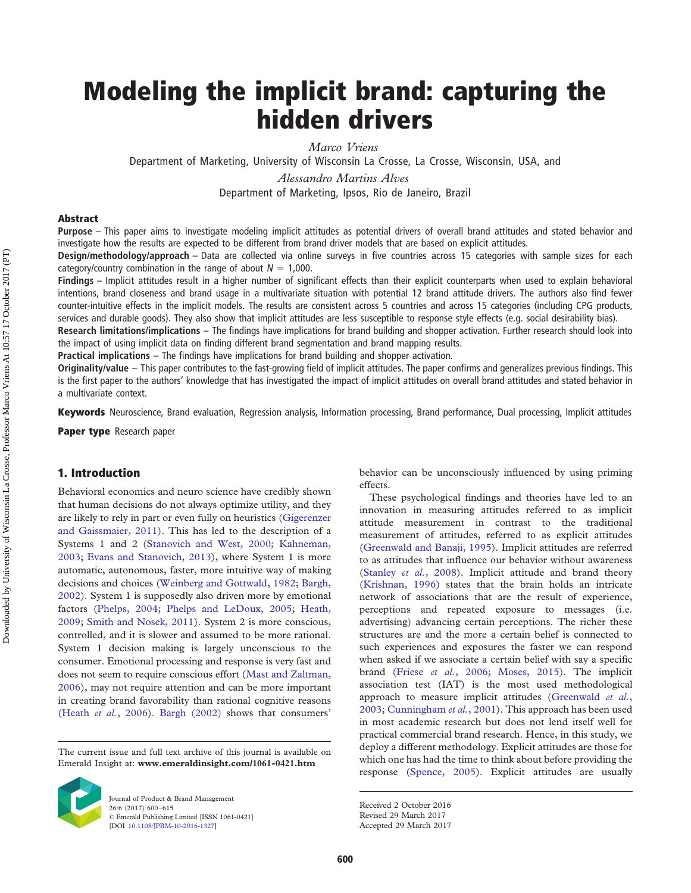# Modeling the implicit brand: capturing the hidden drivers

*Marco Vriens*

Department of Marketing, University of Wisconsin La Crosse, La Crosse, Wisconsin, USA, and

*Alessandro Martins Alves*

Department of Marketing, Ipsos, Rio de Janeiro, Brazil

## Abstract

**Purpose** – This paper aims to investigate modeling implicit attitudes as potential drivers of overall brand attitudes and stated behavior and investigate how the results are expected to be different from brand driver models that are based on explicit attitudes.

**Design/methodology/approach** – Data are collected via online surveys in five countries across 15 categories with sample sizes for each category/country combination in the range of about $N = 1{,}000$.

**Findings** – Implicit attitudes result in a higher number of significant effects than their explicit counterparts when used to explain behavioral intentions, brand closeness and brand usage in a multivariate situation with potential 12 brand attitude drivers. The authors also find fewer counter-intuitive effects in the implicit models. The results are consistent across 5 countries and across 15 categories (including CPG products, services and durable goods). They also show that implicit attitudes are less susceptible to response style effects (e.g. social desirability bias).

**Research limitations/implications** – The findings have implications for brand building and shopper activation. Further research should look into the impact of using implicit data on finding different brand segmentation and brand mapping results.

**Practical implications** – The findings have implications for brand building and shopper activation.

**Originality/value** – This paper contributes to the fast-growing field of implicit attitudes. The paper confirms and generalizes previous findings. This is the first paper to the authors' knowledge that has investigated the impact of implicit attitudes on overall brand attitudes and stated behavior in a multivariate context.

**Keywords** Neuroscience, Brand evaluation, Regression analysis, Information processing, Brand performance, Dual processing, Implicit attitudes

**Paper type** Research paper

## 1. Introduction

Behavioral economics and neuro science have credibly shown that human decisions do not always optimize utility, and they are likely to rely in part or even fully on heuristics (Gigerenzer and Gaissmaier, 2011). This has led to the description of a Systems 1 and 2 (Stanovich and West, 2000; Kahneman, 2003; Evans and Stanovich, 2013), where System 1 is more automatic, autonomous, faster, more intuitive way of making decisions and choices (Weinberg and Gottwald, 1982; Bargh, 2002). System 1 is supposedly also driven more by emotional factors (Phelps, 2004; Phelps and LeDoux, 2005; Heath, 2009; Smith and Nosek, 2011). System 2 is more conscious, controlled, and it is slower and assumed to be more rational. System 1 decision making is largely unconscious to the consumer. Emotional processing and response is very fast and does not seem to require conscious effort (Mast and Zaltman, 2006), may not require attention and can be more important in creating brand favorability than rational cognitive reasons (Heath *et al.*, 2006). Bargh (2002) shows that consumers' behavior can be unconsciously influenced by using priming effects.

These psychological findings and theories have led to an innovation in measuring attitudes referred to as implicit attitude measurement in contrast to the traditional measurement of attitudes, referred to as explicit attitudes (Greenwald and Banaji, 1995). Implicit attitudes are referred to as attitudes that influence our behavior without awareness (Stanley *et al.*, 2008). Implicit attitude and brand theory (Krishnan, 1996) states that the brain holds an intricate network of associations that are the result of experience, perceptions and repeated exposure to messages (i.e. advertising) advancing certain perceptions. The richer these structures are and the more a certain belief is connected to such experiences and exposures the faster we can respond when asked if we associate a certain belief with say a specific brand (Friese *et al.*, 2006; Moses, 2015). The implicit association test (IAT) is the most used methodological approach to measure implicit attitudes (Greenwald *et al.*, 2003; Cunningham *et al.*, 2001). This approach has been used in most academic research but does not lend itself well for practical commercial brand research. Hence, in this study, we deploy a different methodology. Explicit attitudes are those for which one has had the time to think about before providing the response (Spence, 2005). Explicit attitudes are usually

The current issue and full text archive of this journal is available on Emerald Insight at: **www.emeraldinsight.com/1061-0421.htm**

Journal of Product & Brand Management
26/6 (2017) 600–615
© Emerald Publishing Limited [ISSN 1061-0421]
[DOI 10.1108/JPBM-10-2016-1327]

Received 2 October 2016
Revised 29 March 2017
Accepted 29 March 2017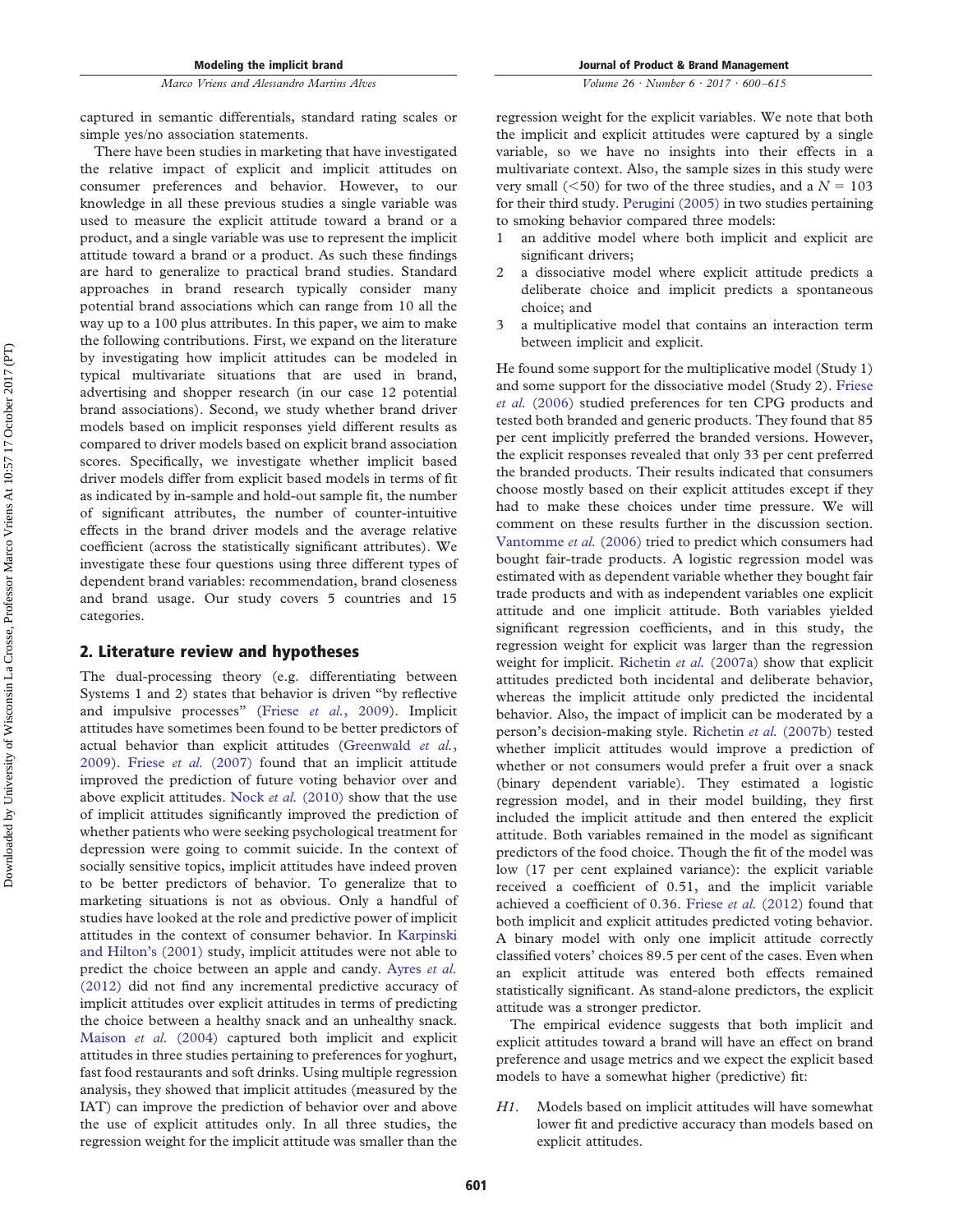captured in semantic differentials, standard rating scales or simple yes/no association statements.

There have been studies in marketing that have investigated the relative impact of explicit and implicit attitudes on consumer preferences and behavior. However, to our knowledge in all these previous studies a single variable was used to measure the explicit attitude toward a brand or a product, and a single variable was used to represent the implicit attitude toward a brand or a product. As such these findings are hard to generalize to practical brand studies. Standard approaches in brand research typically consider many potential brand associations which can range from 10 all the way up to a 100 plus attributes. In this paper, we aim to make the following contributions. First, we expand on the literature by investigating how implicit attitudes can be modeled in typical multivariate situations that are used in brand, advertising and shopper research (in our case 12 potential brand associations). Second, we study whether brand driver models based on implicit responses yield different results as compared to driver models based on explicit brand association scores. Specifically, we investigate whether implicit based driver models differ from explicit based models in terms of fit as indicated by in-sample and hold-out sample fit, the number of significant attributes, the number of counter-intuitive effects in the brand driver models and the average relative coefficient (across the statistically significant attributes). We investigate these four questions using three different types of dependent brand variables: recommendation, brand closeness and brand usage. Our study covers 5 countries and 15 categories.

## 2. Literature review and hypotheses

The dual-processing theory (e.g. differentiating between Systems 1 and 2) states that behavior is driven "by reflective and impulsive processes" (Friese *et al.*, 2009). Implicit attitudes have sometimes been found to be better predictors of actual behavior than explicit attitudes (Greenwald *et al.*, 2009). Friese *et al.* (2007) found that an implicit attitude improved the prediction of future voting behavior over and above explicit attitudes. Nock *et al.* (2010) show that the use of implicit attitudes significantly improved the prediction of whether patients who were seeking psychological treatment for depression were going to commit suicide. In the context of socially sensitive topics, implicit attitudes have indeed proven to be better predictors of behavior. To generalize that to marketing situations is not as obvious. Only a handful of studies have looked at the role and predictive power of implicit attitudes in the context of consumer behavior. In Karpinski and Hilton's (2001) study, implicit attitudes were not able to predict the choice between an apple and candy. Ayres *et al.* (2012) did not find any incremental predictive accuracy of implicit attitudes over explicit attitudes in terms of predicting the choice between a healthy snack and an unhealthy snack. Maison *et al.* (2004) captured both implicit and explicit attitudes in three studies pertaining to preferences for yoghurt, fast food restaurants and soft drinks. Using multiple regression analysis, they showed that implicit attitudes (measured by the IAT) can improve the prediction of behavior over and above the use of explicit attitudes only. In all three studies, the regression weight for the implicit attitude was smaller than the regression weight for the explicit variables. We note that both the implicit and explicit attitudes were captured by a single variable, so we have no insights into their effects in a multivariate context. Also, the sample sizes in this study were very small (<50) for two of the three studies, and a $N = 103$ for their third study. Perugini (2005) in two studies pertaining to smoking behavior compared three models:

1. an additive model where both implicit and explicit are significant drivers;
2. a dissociative model where explicit attitude predicts a deliberate choice and implicit predicts a spontaneous choice; and
3. a multiplicative model that contains an interaction term between implicit and explicit.

He found some support for the multiplicative model (Study 1) and some support for the dissociative model (Study 2). Friese *et al.* (2006) studied preferences for ten CPG products and tested both branded and generic products. They found that 85 per cent implicitly preferred the branded versions. However, the explicit responses revealed that only 33 per cent preferred the branded products. Their results indicated that consumers choose mostly based on their explicit attitudes except if they had to make these choices under time pressure. We will comment on these results further in the discussion section. Vantomme *et al.* (2006) tried to predict which consumers had bought fair-trade products. A logistic regression model was estimated with as dependent variable whether they bought fair trade products and with as independent variables one explicit attitude and one implicit attitude. Both variables yielded significant regression coefficients, and in this study, the regression weight for explicit was larger than the regression weight for implicit. Richetin *et al.* (2007a) show that explicit attitudes predicted both incidental and deliberate behavior, whereas the implicit attitude only predicted the incidental behavior. Also, the impact of implicit can be moderated by a person's decision-making style. Richetin *et al.* (2007b) tested whether implicit attitudes would improve a prediction of whether or not consumers would prefer a fruit over a snack (binary dependent variable). They estimated a logistic regression model, and in their model building, they first included the implicit attitude and then entered the explicit attitude. Both variables remained in the model as significant predictors of the food choice. Though the fit of the model was low (17 per cent explained variance): the explicit variable received a coefficient of 0.51, and the implicit variable achieved a coefficient of 0.36. Friese *et al.* (2012) found that both implicit and explicit attitudes predicted voting behavior. A binary model with only one implicit attitude correctly classified voters' choices 89.5 per cent of the cases. Even when an explicit attitude was entered both effects remained statistically significant. As stand-alone predictors, the explicit attitude was a stronger predictor.

The empirical evidence suggests that both implicit and explicit attitudes toward a brand will have an effect on brand preference and usage metrics and we expect the explicit based models to have a somewhat higher (predictive) fit:

*H1*. Models based on implicit attitudes will have somewhat lower fit and predictive accuracy than models based on explicit attitudes.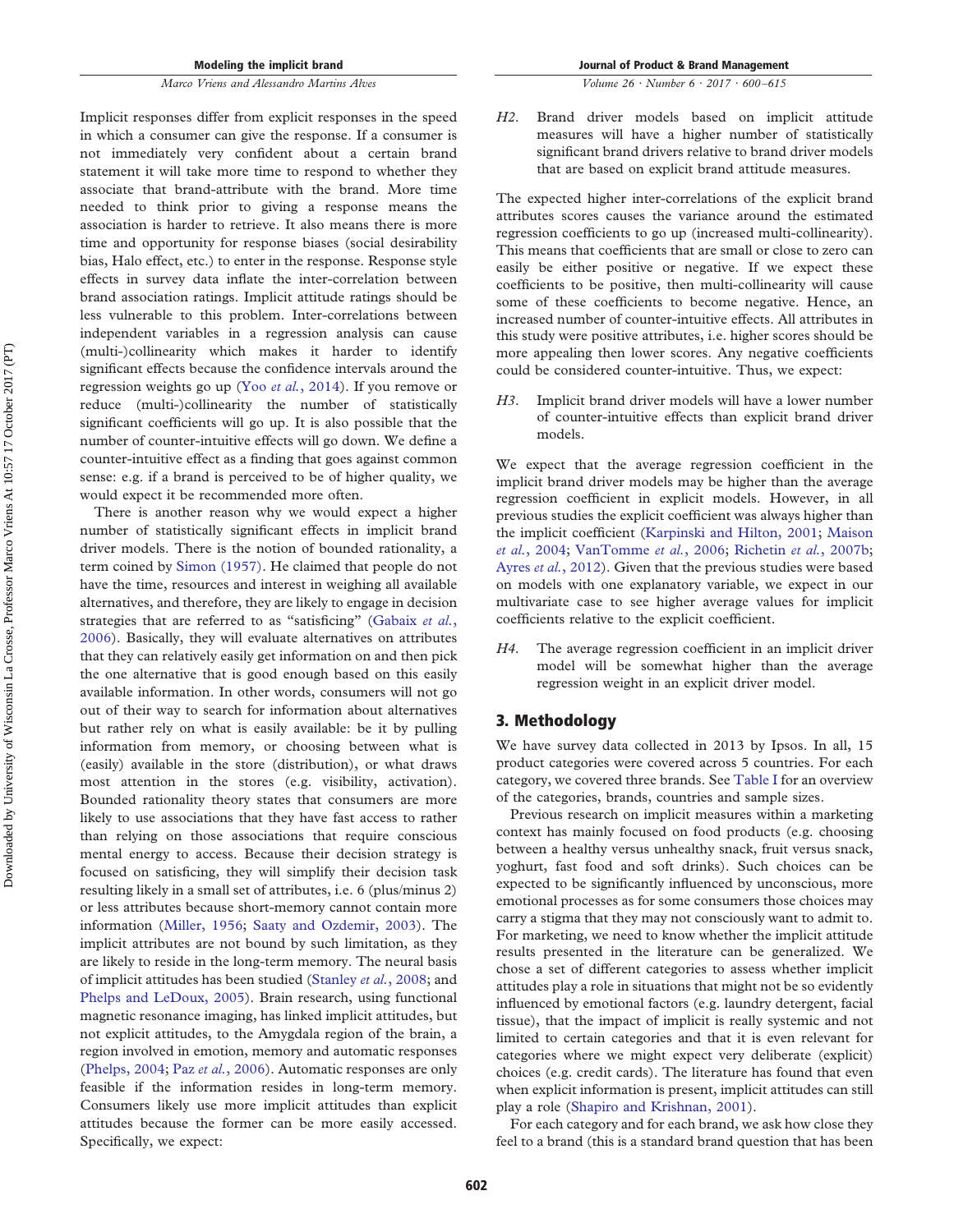Implicit responses differ from explicit responses in the speed in which a consumer can give the response. If a consumer is not immediately very confident about a certain brand statement it will take more time to respond to whether they associate that brand-attribute with the brand. More time needed to think prior to giving a response means the association is harder to retrieve. It also means there is more time and opportunity for response biases (social desirability bias, Halo effect, etc.) to enter in the response. Response style effects in survey data inflate the inter-correlation between brand association ratings. Implicit attitude ratings should be less vulnerable to this problem. Inter-correlations between independent variables in a regression analysis can cause (multi-)collinearity which makes it harder to identify significant effects because the confidence intervals around the regression weights go up (Yoo *et al.*, 2014). If you remove or reduce (multi-)collinearity the number of statistically significant coefficients will go up. It is also possible that the number of counter-intuitive effects will go down. We define a counter-intuitive effect as a finding that goes against common sense: e.g. if a brand is perceived to be of higher quality, we would expect it be recommended more often.

There is another reason why we would expect a higher number of statistically significant effects in implicit brand driver models. There is the notion of bounded rationality, a term coined by Simon (1957). He claimed that people do not have the time, resources and interest in weighing all available alternatives, and therefore, they are likely to engage in decision strategies that are referred to as "satisficing" (Gabaix *et al.*, 2006). Basically, they will evaluate alternatives on attributes that they can relatively easily get information on and then pick the one alternative that is good enough based on this easily available information. In other words, consumers will not go out of their way to search for information about alternatives but rather rely on what is easily available: be it by pulling information from memory, or choosing between what is (easily) available in the store (distribution), or what draws most attention in the stores (e.g. visibility, activation). Bounded rationality theory states that consumers are more likely to use associations that they have fast access to rather than relying on those associations that require conscious mental energy to access. Because their decision strategy is focused on satisficing, they will simplify their decision task resulting likely in a small set of attributes, i.e. 6 (plus/minus 2) or less attributes because short-memory cannot contain more information (Miller, 1956; Saaty and Ozdemir, 2003). The implicit attributes are not bound by such limitation, as they are likely to reside in the long-term memory. The neural basis of implicit attitudes has been studied (Stanley *et al.*, 2008; and Phelps and LeDoux, 2005). Brain research, using functional magnetic resonance imaging, has linked implicit attitudes, but not explicit attitudes, to the Amygdala region of the brain, a region involved in emotion, memory and automatic responses (Phelps, 2004; Paz *et al.*, 2006). Automatic responses are only feasible if the information resides in long-term memory. Consumers likely use more implicit attitudes than explicit attitudes because the former can be more easily accessed. Specifically, we expect:

> *H2*. Brand driver models based on implicit attitude measures will have a higher number of statistically significant brand drivers relative to brand driver models that are based on explicit brand attitude measures.

The expected higher inter-correlations of the explicit brand attributes scores causes the variance around the estimated regression coefficients to go up (increased multi-collinearity). This means that coefficients that are small or close to zero can easily be either positive or negative. If we expect these coefficients to be positive, then multi-collinearity will cause some of these coefficients to become negative. Hence, an increased number of counter-intuitive effects. All attributes in this study were positive attributes, i.e. higher scores should be more appealing then lower scores. Any negative coefficients could be considered counter-intuitive. Thus, we expect:

> *H3*. Implicit brand driver models will have a lower number of counter-intuitive effects than explicit brand driver models.

We expect that the average regression coefficient in the implicit brand driver models may be higher than the average regression coefficient in explicit models. However, in all previous studies the explicit coefficient was always higher than the implicit coefficient (Karpinski and Hilton, 2001; Maison *et al.*, 2004; VanTomme *et al.*, 2006; Richetin *et al.*, 2007b; Ayres *et al.*, 2012). Given that the previous studies were based on models with one explanatory variable, we expect in our multivariate case to see higher average values for implicit coefficients relative to the explicit coefficient.

> *H4*. The average regression coefficient in an implicit driver model will be somewhat higher than the average regression weight in an explicit driver model.

## 3. Methodology

We have survey data collected in 2013 by Ipsos. In all, 15 product categories were covered across 5 countries. For each category, we covered three brands. See Table I for an overview of the categories, brands, countries and sample sizes.

Previous research on implicit measures within a marketing context has mainly focused on food products (e.g. choosing between a healthy versus unhealthy snack, fruit versus snack, yoghurt, fast food and soft drinks). Such choices can be expected to be significantly influenced by unconscious, more emotional processes as for some consumers those choices may carry a stigma that they may not consciously want to admit to. For marketing, we need to know whether the implicit attitude results presented in the literature can be generalized. We chose a set of different categories to assess whether implicit attitudes play a role in situations that might not be so evidently influenced by emotional factors (e.g. laundry detergent, facial tissue), that the impact of implicit is really systemic and not limited to certain categories and that it is even relevant for categories where we might expect very deliberate (explicit) choices (e.g. credit cards). The literature has found that even when explicit information is present, implicit attitudes can still play a role (Shapiro and Krishnan, 2001).

For each category and for each brand, we ask how close they feel to a brand (this is a standard brand question that has been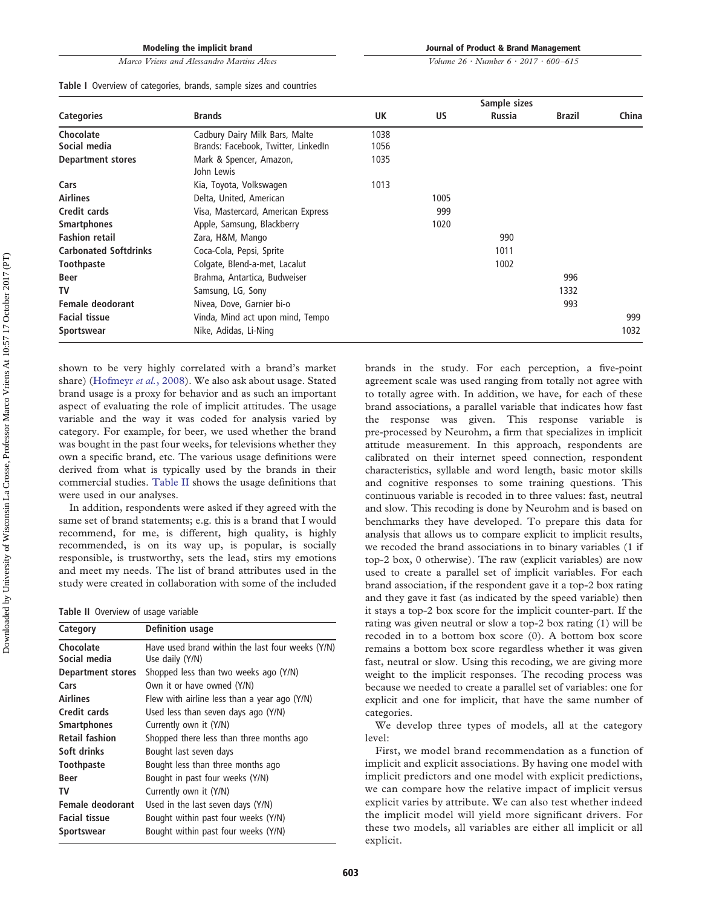**Table I** Overview of categories, brands, sample sizes and countries

| Categories | Brands | Sample sizes UK | US | Russia | Brazil | China |
|---|---|---|---|---|---|---|
| **Chocolate** | Cadbury Dairy Milk Bars, Malte | 1038 | | | | |
| **Social media** | Brands: Facebook, Twitter, LinkedIn | 1056 | | | | |
| **Department stores** | Mark & Spencer, Amazon, John Lewis | 1035 | | | | |
| **Cars** | Kia, Toyota, Volkswagen | 1013 | | | | |
| **Airlines** | Delta, United, American | | 1005 | | | |
| **Credit cards** | Visa, Mastercard, American Express | | 999 | | | |
| **Smartphones** | Apple, Samsung, Blackberry | | 1020 | | | |
| **Fashion retail** | Zara, H&M, Mango | | | 990 | | |
| **Carbonated Softdrinks** | Coca-Cola, Pepsi, Sprite | | | 1011 | | |
| **Toothpaste** | Colgate, Blend-a-met, Lacalut | | | 1002 | | |
| **Beer** | Brahma, Antartica, Budweiser | | | | 996 | |
| **TV** | Samsung, LG, Sony | | | | 1332 | |
| **Female deodorant** | Nivea, Dove, Garnier bi-o | | | | 993 | |
| **Facial tissue** | Vinda, Mind act upon mind, Tempo | | | | | 999 |
| **Sportswear** | Nike, Adidas, Li-Ning | | | | | 1032 |

shown to be very highly correlated with a brand's market share) (Hofmeyr *et al.*, 2008). We also ask about usage. Stated brand usage is a proxy for behavior and as such an important aspect of evaluating the role of implicit attitudes. The usage variable and the way it was coded for analysis varied by category. For example, for beer, we used whether the brand was bought in the past four weeks, for televisions whether they own a specific brand, etc. The various usage definitions were derived from what is typically used by the brands in their commercial studies. Table II shows the usage definitions that were used in our analyses.

In addition, respondents were asked if they agreed with the same set of brand statements; e.g. this is a brand that I would recommend, for me, is different, high quality, is highly recommended, is on its way up, is popular, is socially responsible, is trustworthy, sets the lead, stirs my emotions and meet my needs. The list of brand attributes used in the study were created in collaboration with some of the included

**Table II** Overview of usage variable

| Category | Definition usage |
|---|---|
| **Chocolate** | Have used brand within the last four weeks (Y/N) |
| **Social media** | Use daily (Y/N) |
| **Department stores** | Shopped less than two weeks ago (Y/N) |
| **Cars** | Own it or have owned (Y/N) |
| **Airlines** | Flew with airline less than a year ago (Y/N) |
| **Credit cards** | Used less than seven days ago (Y/N) |
| **Smartphones** | Currently own it (Y/N) |
| **Retail fashion** | Shopped there less than three months ago |
| **Soft drinks** | Bought last seven days |
| **Toothpaste** | Bought less than three months ago |
| **Beer** | Bought in past four weeks (Y/N) |
| **TV** | Currently own it (Y/N) |
| **Female deodorant** | Used in the last seven days (Y/N) |
| **Facial tissue** | Bought within past four weeks (Y/N) |
| **Sportswear** | Bought within past four weeks (Y/N) |

brands in the study. For each perception, a five-point agreement scale was used ranging from totally not agree with to totally agree with. In addition, we have, for each of these brand associations, a parallel variable that indicates how fast the response was given. This response variable is pre-processed by Neurohm, a firm that specializes in implicit attitude measurement. In this approach, respondents are calibrated on their internet speed connection, respondent characteristics, syllable and word length, basic motor skills and cognitive responses to some training questions. This continuous variable is recoded in to three values: fast, neutral and slow. This recoding is done by Neurohm and is based on benchmarks they have developed. To prepare this data for analysis that allows us to compare explicit to implicit results, we recoded the brand associations in to binary variables (1 if top-2 box, 0 otherwise). The raw (explicit variables) are now used to create a parallel set of implicit variables. For each brand association, if the respondent gave it a top-2 box rating and they gave it fast (as indicated by the speed variable) then it stays a top-2 box score for the implicit counter-part. If the rating was given neutral or slow a top-2 box rating (1) will be recoded in to a bottom box score (0). A bottom box score remains a bottom box score regardless whether it was given fast, neutral or slow. Using this recoding, we are giving more weight to the implicit responses. The recoding process was because we needed to create a parallel set of variables: one for explicit and one for implicit, that have the same number of categories.

We develop three types of models, all at the category level:

First, we model brand recommendation as a function of implicit and explicit associations. By having one model with implicit predictors and one model with explicit predictions, we can compare how the relative impact of implicit versus explicit varies by attribute. We can also test whether indeed the implicit model will yield more significant drivers. For these two models, all variables are either all implicit or all explicit.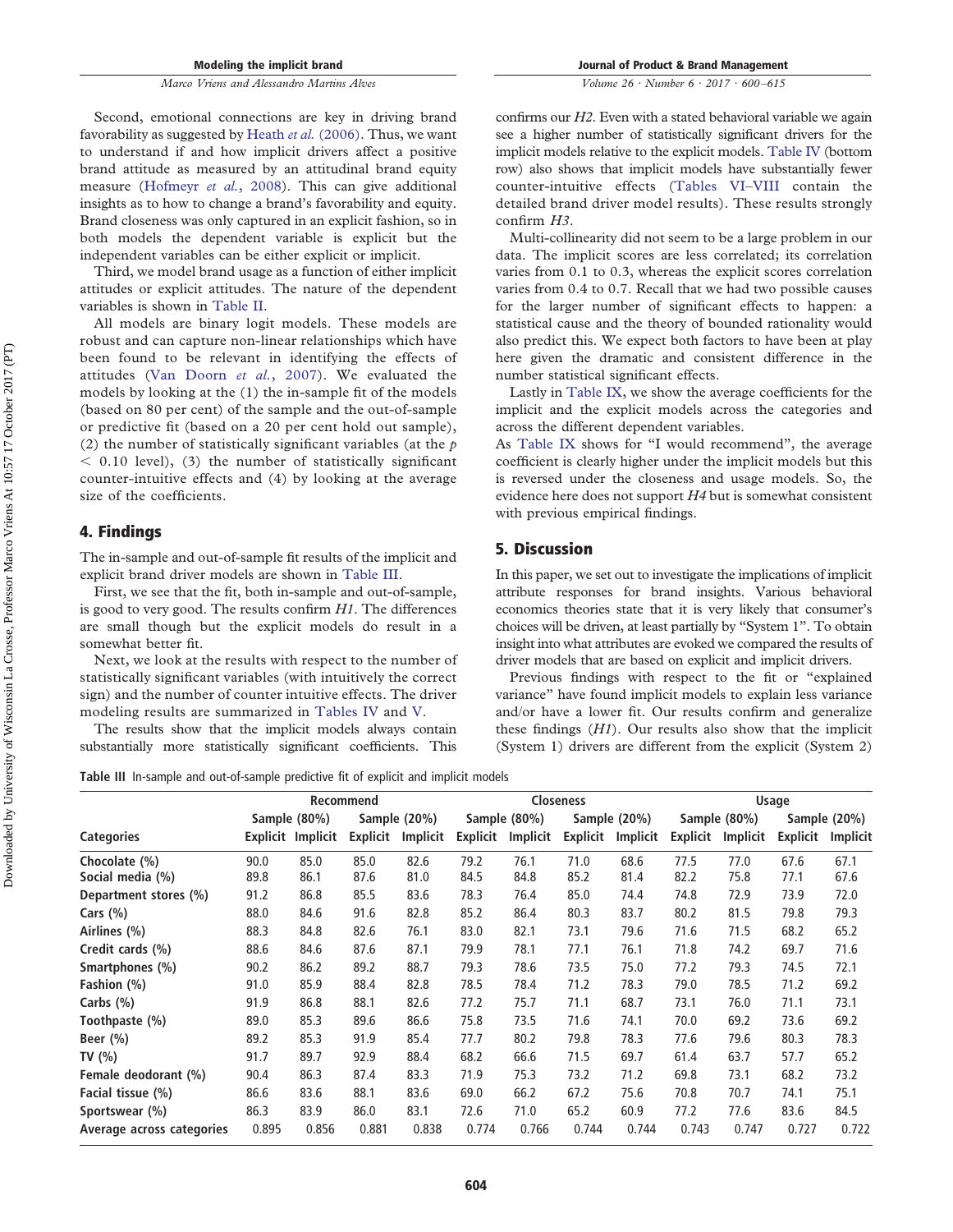Second, emotional connections are key in driving brand favorability as suggested by Heath *et al.* (2006). Thus, we want to understand if and how implicit drivers affect a positive brand attitude as measured by an attitudinal brand equity measure (Hofmeyr *et al.*, 2008). This can give additional insights as to how to change a brand's favorability and equity. Brand closeness was only captured in an explicit fashion, so in both models the dependent variable is explicit but the independent variables can be either explicit or implicit.

Third, we model brand usage as a function of either implicit attitudes or explicit attitudes. The nature of the dependent variables is shown in Table II.

All models are binary logit models. These models are robust and can capture non-linear relationships which have been found to be relevant in identifying the effects of attitudes (Van Doorn *et al.*, 2007). We evaluated the models by looking at the (1) the in-sample fit of the models (based on 80 per cent) of the sample and the out-of-sample or predictive fit (based on a 20 per cent hold out sample), (2) the number of statistically significant variables (at the $p < 0.10$ level), (3) the number of statistically significant counter-intuitive effects and (4) by looking at the average size of the coefficients.

## 4. Findings

The in-sample and out-of-sample fit results of the implicit and explicit brand driver models are shown in Table III.

First, we see that the fit, both in-sample and out-of-sample, is good to very good. The results confirm *H1*. The differences are small though but the explicit models do result in a somewhat better fit.

Next, we look at the results with respect to the number of statistically significant variables (with intuitively the correct sign) and the number of counter intuitive effects. The driver modeling results are summarized in Tables IV and V.

The results show that the implicit models always contain substantially more statistically significant coefficients. This confirms our *H2*. Even with a stated behavioral variable we again see a higher number of statistically significant drivers for the implicit models relative to the explicit models. Table IV (bottom row) also shows that implicit models have substantially fewer counter-intuitive effects (Tables VI–VIII contain the detailed brand driver model results). These results strongly confirm *H3*.

Multi-collinearity did not seem to be a large problem in our data. The implicit scores are less correlated; its correlation varies from 0.1 to 0.3, whereas the explicit scores correlation varies from 0.4 to 0.7. Recall that we had two possible causes for the larger number of significant effects to happen: a statistical cause and the theory of bounded rationality would also predict this. We expect both factors to have been at play here given the dramatic and consistent difference in the number statistical significant effects.

Lastly in Table IX, we show the average coefficients for the implicit and the explicit models across the categories and across the different dependent variables.

As Table IX shows for "I would recommend", the average coefficient is clearly higher under the implicit models but this is reversed under the closeness and usage models. So, the evidence here does not support *H4* but is somewhat consistent with previous empirical findings.

## 5. Discussion

In this paper, we set out to investigate the implications of implicit attribute responses for brand insights. Various behavioral economics theories state that it is very likely that consumer's choices will be driven, at least partially by "System 1". To obtain insight into what attributes are evoked we compared the results of driver models that are based on explicit and implicit drivers.

Previous findings with respect to the fit or "explained variance" have found implicit models to explain less variance and/or have a lower fit. Our results confirm and generalize these findings (*H1*). Our results also show that the implicit (System 1) drivers are different from the explicit (System 2)

**Table III** In-sample and out-of-sample predictive fit of explicit and implicit models

| | Recommend | | | | Closeness | | | | Usage | | | |
|---|---|---|---|---|---|---|---|---|---|---|---|---|
| | Sample (80%) | | Sample (20%) | | Sample (80%) | | Sample (20%) | | Sample (80%) | | Sample (20%) | |
| Categories | Explicit | Implicit | Explicit | Implicit | Explicit | Implicit | Explicit | Implicit | Explicit | Implicit | Explicit | Implicit |
| Chocolate (%) | 90.0 | 85.0 | 85.0 | 82.6 | 79.2 | 76.1 | 71.0 | 68.6 | 77.5 | 77.0 | 67.6 | 67.1 |
| Social media (%) | 89.8 | 86.1 | 87.6 | 81.0 | 84.5 | 84.8 | 85.2 | 81.4 | 82.2 | 75.8 | 77.1 | 67.6 |
| Department stores (%) | 91.2 | 86.8 | 85.5 | 83.6 | 78.3 | 76.4 | 85.0 | 74.4 | 74.8 | 72.9 | 73.9 | 72.0 |
| Cars (%) | 88.0 | 84.6 | 91.6 | 82.8 | 85.2 | 86.4 | 80.3 | 83.7 | 80.2 | 81.5 | 79.8 | 79.3 |
| Airlines (%) | 88.3 | 84.8 | 82.6 | 76.1 | 83.0 | 82.1 | 73.1 | 79.6 | 71.6 | 71.5 | 68.2 | 65.2 |
| Credit cards (%) | 88.6 | 84.6 | 87.6 | 87.1 | 79.9 | 78.1 | 77.1 | 76.1 | 71.8 | 74.2 | 69.7 | 71.6 |
| Smartphones (%) | 90.2 | 86.2 | 89.2 | 88.7 | 79.3 | 78.6 | 73.5 | 75.0 | 77.2 | 79.3 | 74.5 | 72.1 |
| Fashion (%) | 91.0 | 85.9 | 88.4 | 82.8 | 78.5 | 78.4 | 71.2 | 78.3 | 79.0 | 78.5 | 71.2 | 69.2 |
| Carbs (%) | 91.9 | 86.8 | 88.1 | 82.6 | 77.2 | 75.7 | 71.1 | 68.7 | 73.1 | 76.0 | 71.1 | 73.1 |
| Toothpaste (%) | 89.0 | 85.3 | 89.6 | 86.6 | 75.8 | 73.5 | 71.6 | 74.1 | 70.0 | 69.2 | 73.6 | 69.2 |
| Beer (%) | 89.2 | 85.3 | 91.9 | 85.4 | 77.7 | 80.2 | 79.8 | 78.3 | 77.6 | 79.6 | 80.3 | 78.3 |
| TV (%) | 91.7 | 89.7 | 92.9 | 88.4 | 68.2 | 66.6 | 71.5 | 69.7 | 61.4 | 63.7 | 57.7 | 65.2 |
| Female deodorant (%) | 90.4 | 86.3 | 87.4 | 83.3 | 71.9 | 75.3 | 73.2 | 71.2 | 69.8 | 73.1 | 68.2 | 73.2 |
| Facial tissue (%) | 86.6 | 83.6 | 88.1 | 83.6 | 69.0 | 66.2 | 67.2 | 75.6 | 70.8 | 70.7 | 74.1 | 75.1 |
| Sportswear (%) | 86.3 | 83.9 | 86.0 | 83.1 | 72.6 | 71.0 | 65.2 | 60.9 | 77.2 | 77.6 | 83.6 | 84.5 |
| Average across categories | 0.895 | 0.856 | 0.881 | 0.838 | 0.774 | 0.766 | 0.744 | 0.744 | 0.743 | 0.747 | 0.727 | 0.722 |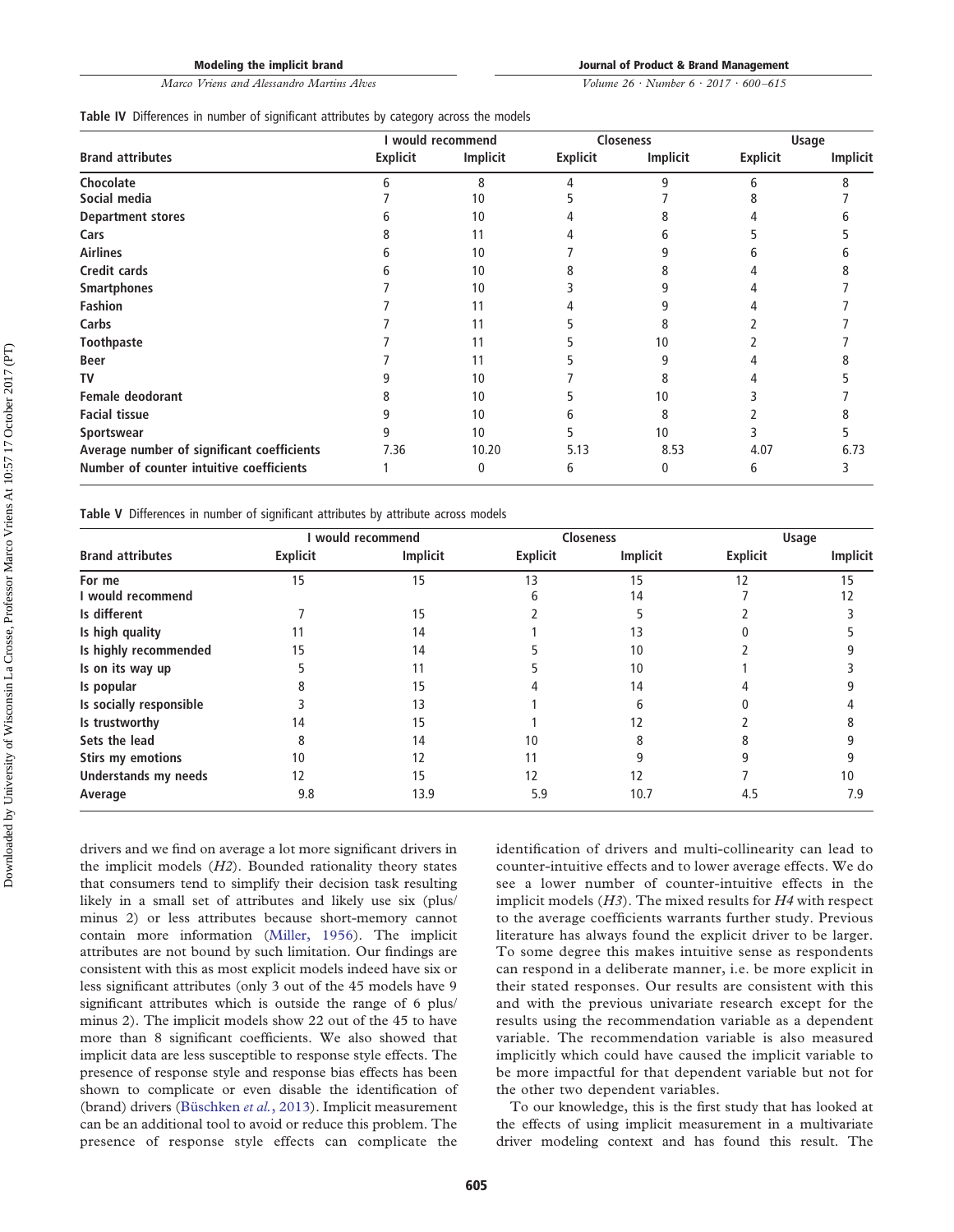Table IV Differences in number of significant attributes by category across the models

| Brand attributes | I would recommend | | Closeness | | Usage | |
|---|---|---|---|---|---|---|
| | Explicit | Implicit | Explicit | Implicit | Explicit | Implicit |
| Chocolate | 6 | 8 | 4 | 9 | 6 | 8 |
| Social media | 7 | 10 | 5 | 7 | 8 | 7 |
| Department stores | 6 | 10 | 4 | 8 | 4 | 6 |
| Cars | 8 | 11 | 4 | 6 | 5 | 5 |
| Airlines | 6 | 10 | 7 | 9 | 6 | 6 |
| Credit cards | 6 | 10 | 8 | 8 | 4 | 8 |
| Smartphones | 7 | 10 | 3 | 9 | 4 | 7 |
| Fashion | 7 | 11 | 4 | 9 | 4 | 7 |
| Carbs | 7 | 11 | 5 | 8 | 2 | 7 |
| Toothpaste | 7 | 11 | 5 | 10 | 2 | 7 |
| Beer | 7 | 11 | 5 | 9 | 4 | 8 |
| TV | 9 | 10 | 7 | 8 | 4 | 5 |
| Female deodorant | 8 | 10 | 5 | 10 | 3 | 7 |
| Facial tissue | 9 | 10 | 6 | 8 | 2 | 8 |
| Sportswear | 9 | 10 | 5 | 10 | 3 | 5 |
| Average number of significant coefficients | 7.36 | 10.20 | 5.13 | 8.53 | 4.07 | 6.73 |
| Number of counter intuitive coefficients | 1 | 0 | 6 | 0 | 6 | 3 |

Table V Differences in number of significant attributes by attribute across models

| Brand attributes | I would recommend | | Closeness | | Usage | |
|---|---|---|---|---|---|---|
| | Explicit | Implicit | Explicit | Implicit | Explicit | Implicit |
| For me | 15 | 15 | 13 | 15 | 12 | 15 |
| I would recommend | | | 6 | 14 | 7 | 12 |
| Is different | 7 | 15 | 2 | 5 | 2 | 3 |
| Is high quality | 11 | 14 | 1 | 13 | 0 | 5 |
| Is highly recommended | 15 | 14 | 5 | 10 | 2 | 9 |
| Is on its way up | 5 | 11 | 5 | 10 | 1 | 3 |
| Is popular | 8 | 15 | 4 | 14 | 4 | 9 |
| Is socially responsible | 3 | 13 | 1 | 6 | 0 | 4 |
| Is trustworthy | 14 | 15 | 1 | 12 | 2 | 8 |
| Sets the lead | 8 | 14 | 10 | 8 | 8 | 9 |
| Stirs my emotions | 10 | 12 | 11 | 9 | 9 | 9 |
| Understands my needs | 12 | 15 | 12 | 12 | 7 | 10 |
| Average | 9.8 | 13.9 | 5.9 | 10.7 | 4.5 | 7.9 |

drivers and we find on average a lot more significant drivers in the implicit models (*H2*). Bounded rationality theory states that consumers tend to simplify their decision task resulting likely in a small set of attributes and likely use six (plus/minus 2) or less attributes because short-memory cannot contain more information (Miller, 1956). The implicit attributes are not bound by such limitation. Our findings are consistent with this as most explicit models indeed have six or less significant attributes (only 3 out of the 45 models have 9 significant attributes which is outside the range of 6 plus/minus 2). The implicit models show 22 out of the 45 to have more than 8 significant coefficients. We also showed that implicit data are less susceptible to response style effects. The presence of response style and response bias effects has been shown to complicate or even disable the identification of (brand) drivers (Büschken *et al.*, 2013). Implicit measurement can be an additional tool to avoid or reduce this problem. The presence of response style effects can complicate the identification of drivers and multi-collinearity can lead to counter-intuitive effects and to lower average effects. We do see a lower number of counter-intuitive effects in the implicit models (*H3*). The mixed results for *H4* with respect to the average coefficients warrants further study. Previous literature has always found the explicit driver to be larger. To some degree this makes intuitive sense as respondents can respond in a deliberate manner, i.e. be more explicit in their stated responses. Our results are consistent with this and with the previous univariate research except for the results using the recommendation variable as a dependent variable. The recommendation variable is also measured implicitly which could have caused the implicit variable to be more impactful for that dependent variable but not for the other two dependent variables.

To our knowledge, this is the first study that has looked at the effects of using implicit measurement in a multivariate driver modeling context and has found this result. The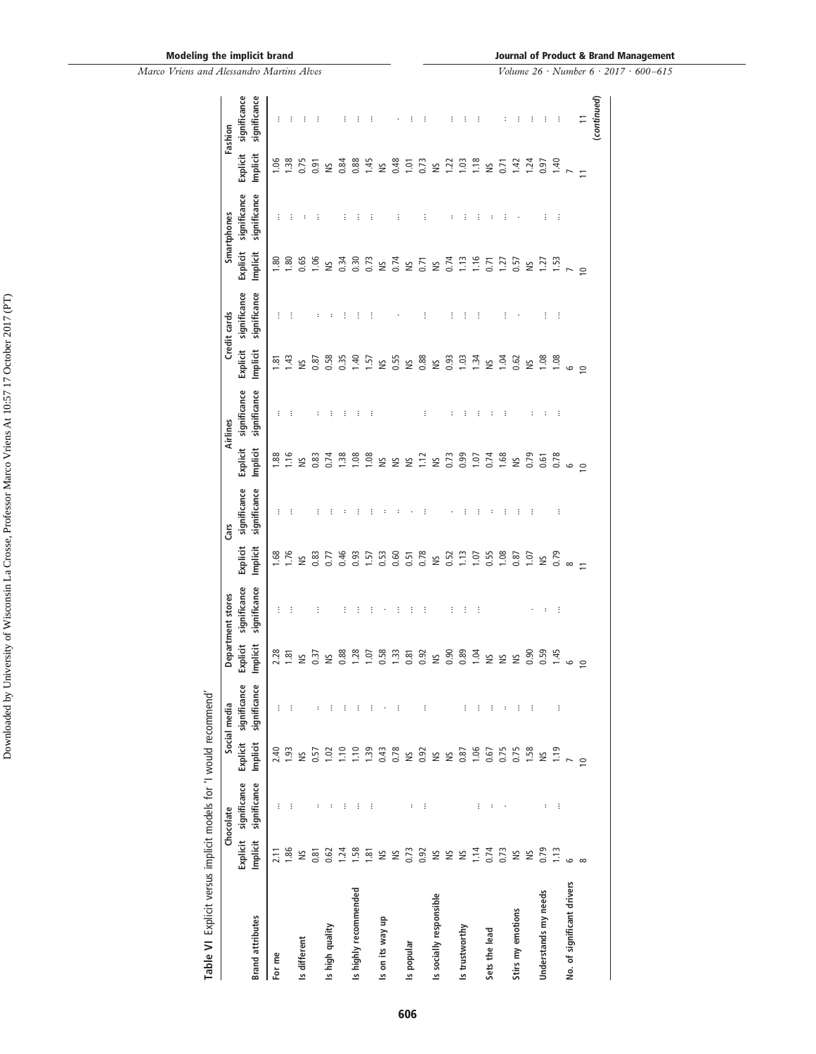**Table VI** Explicit versus implicit models for "I would recommend"

| Brand attributes | Chocolate | | Social media | | Department stores | | Cars | | Airlines | | Credit cards | | Smartphones | | Fashion | |
|---|---|---|---|---|---|---|---|---|---|---|---|---|---|---|---|---|
| | Explicit Implicit | significance significance | Explicit Implicit | significance significance | Explicit Implicit | significance significance | Explicit Implicit | significance significance | Explicit Implicit | significance significance | Explicit Implicit | significance significance | Explicit Implicit | significance significance | Explicit Implicit | significance significance |
| **For me** | 2.11 | *** | 2.40 | *** | 2.28 | *** | 1.68 | *** | 1.88 | *** | 1.81 | *** | 1.80 | *** | 1.06 | *** |
| | 1.86 | *** | 1.93 | *** | 1.81 | *** | 1.76 | *** | 1.16 | *** | 1.43 | *** | 1.80 | *** | 1.38 | *** |
| **Is different** | NS | | NS | | NS | | NS | | NS | | NS | | 0.65 | * | 0.75 | *** |
| | 0.81 | * | 0.57 | * | 0.37 | *** | 0.83 | *** | 0.83 | * | 0.87 | * | 1.06 | *** | 0.91 | *** |
| **Is high quality** | 0.62 | * | 1.02 | *** | NS | | 0.77 | *** | 0.74 | *** | 0.58 | * | NS | | NS | |
| | 1.24 | *** | 1.10 | *** | 0.88 | *** | 0.46 | * | 1.38 | *** | 0.35 | *** | 0.34 | *** | 0.84 | *** |
| **Is highly recommended** | 1.58 | *** | 1.10 | *** | 1.28 | *** | 0.93 | *** | 1.08 | *** | 1.40 | *** | 0.30 | *** | 0.88 | *** |
| | 1.81 | *** | 1.39 | *** | 1.07 | *** | 1.57 | *** | 1.08 | *** | 1.57 | *** | 0.73 | *** | 1.45 | *** |
| **Is on its way up** | NS | | 0.43 | * | 0.58 | * | 0.53 | * | NS | | NS | | NS | | NS | |
| | NS | | 0.78 | *** | 1.33 | *** | 0.60 | * | NS | | 0.55 | * | 0.74 | *** | 0.48 | * |
| **Is popular** | 0.73 | ** | NS | | 0.81 | *** | 0.51 | * | NS | | NS | | NS | | 1.01 | *** |
| | 0.92 | *** | 0.92 | *** | 0.92 | *** | 0.78 | *** | 1.12 | *** | 0.88 | *** | 0.71 | *** | 0.73 | *** |
| **Is socially responsible** | NS | | NS | | NS | | NS | | NS | | NS | | NS | | NS | |
| | NS | | NS | | 0.90 | *** | 0.52 | * | 0.73 | * | 0.93 | *** | 0.74 | * | 1.22 | *** |
| **Is trustworthy** | NS | | 0.87 | *** | 0.89 | *** | 1.13 | *** | 0.99 | *** | 1.03 | *** | 1.13 | *** | 1.03 | *** |
| | 1.14 | *** | 1.06 | *** | 1.04 | *** | 1.07 | *** | 1.07 | *** | 1.34 | *** | 1.16 | *** | 1.18 | *** |
| **Sets the lead** | 0.74 | ** | 0.67 | *** | NS | | 0.55 | * | 0.74 | * | NS | | 0.71 | * | NS | |
| | 0.73 | * | 0.75 | * | NS | | 1.08 | *** | 1.68 | *** | 1.04 | *** | 1.27 | *** | 0.71 | *** |
| **Stirs my emotions** | NS | | 0.75 | *** | NS | | 0.87 | *** | NS | | 0.62 | * | 0.57 | * | 1.42 | *** |
| | NS | | 1.58 | *** | 0.90 | * | 1.07 | *** | 0.79 | * | NS | | NS | | 1.24 | *** |
| **Understands my needs** | 0.79 | ** | NS | | 0.59 | * | NS | | 0.61 | * | 1.08 | *** | 1.27 | *** | 0.97 | *** |
| | 1.13 | *** | 1.19 | *** | 1.45 | *** | 0.79 | *** | 0.78 | *** | 1.08 | *** | 1.53 | *** | 1.40 | *** |
| **No. of significant drivers** | 6 | | 7 | | 6 | | 8 | | 6 | | 6 | | 7 | | 7 | |
| | 8 | | 10 | | 10 | | 11 | | 10 | | 10 | | 10 | | 11 | |

*(continued)*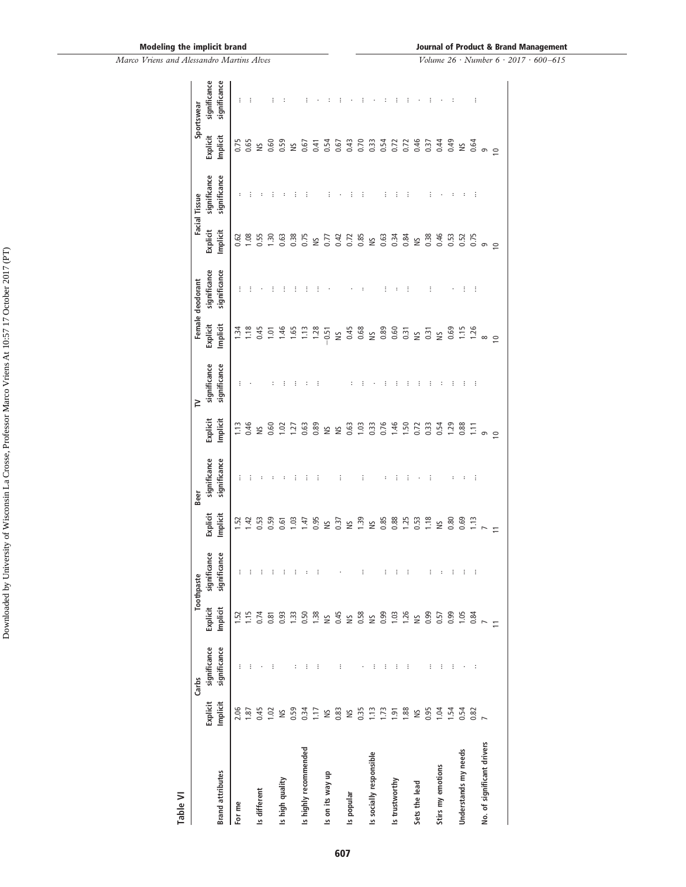**Table VI**

| Brand attributes | Carbs | | Toothpaste | | Beer | | TV | | Female deodorant | | Facial Tissue | | Sportswear | |
|---|---|---|---|---|---|---|---|---|---|---|---|---|---|---|
| | Explicit Implicit | significance significance | Explicit Implicit | significance significance | Explicit Implicit | significance significance | Explicit Implicit | significance significance | Explicit Implicit | significance significance | Explicit Implicit | significance significance | Explicit Implicit | significance significance |
| For me | 2.06 | *** | 1.52 | *** | 1.52 | *** | 1.13 | *** | 1.34 | *** | 0.62 | * | 0.75 | *** |
| | 1.87 | *** | 1.15 | *** | 1.42 | *** | 0.46 | * | 1.18 | *** | 1.08 | *** | 0.65 | *** |
| Is different | 0.45 | * | 0.74 | *** | 0.53 | * | NS | | 0.45 | * | 0.55 | * | NS | |
| | 1.02 | *** | 0.81 | *** | 0.59 | * | 0.60 | * | 1.01 | *** | 1.30 | *** | 0.60 | *** |
| Is high quality | NS | | 0.93 | *** | 0.61 | * | 1.02 | *** | 1.46 | *** | 0.63 | * | 0.59 | * |
| | 0.59 | * | 1.33 | *** | 1.03 | *** | 1.27 | *** | 1.65 | *** | 0.38 | *** | NS | |
| Is highly recommended | 0.34 | *** | 0.50 | * | 1.47 | *** | 0.63 | * | 1.13 | *** | 0.75 | *** | 0.67 | *** |
| | 1.17 | *** | 1.38 | *** | 0.95 | *** | 0.89 | *** | 1.28 | *** | NS | | 0.41 | * |
| Is on its way up | NS | | NS | | NS | | NS | | −0.51 | * | 0.77 | *** | 0.54 | * |
| | 0.83 | *** | 0.45 | * | 0.37 | *** | NS | | NS | | 0.42 | * | 0.67 | *** |
| Is popular | NS | | NS | | NS | | 0.63 | *** | 0.45 | * | 0.72 | *** | 0.43 | * |
| | 0.35 | * | 0.58 | *** | 1.39 | *** | 1.03 | *** | 0.68 | * | 0.85 | *** | 0.70 | *** |
| Is socially responsible | 1.13 | *** | NS | | NS | | 0.33 | * | NS | | NS | | 0.33 | * |
| | 1.73 | *** | 0.99 | *** | 0.85 | * | 0.76 | *** | 0.89 | *** | 0.63 | *** | 0.54 | * |
| Is trustworthy | 1.91 | *** | 1.03 | *** | 0.88 | *** | 1.46 | *** | 0.60 | * | 0.34 | *** | 0.72 | *** |
| | 1.88 | *** | 1.26 | *** | 1.25 | *** | 1.50 | *** | 0.31 | *** | 0.84 | *** | 0.72 | *** |
| Sets the lead | NS | | NS | | 0.53 | * | 0.72 | *** | NS | | NS | | 0.46 | * |
| | 0.95 | *** | 0.99 | *** | 1.18 | *** | 0.33 | *** | 0.31 | *** | 0.38 | *** | 0.37 | *** |
| Stirs my emotions | 1.04 | *** | 0.57 | * | NS | | 0.54 | * | NS | | 0.46 | * | 0.44 | * |
| | 1.54 | *** | 0.99 | *** | 0.80 | * | 1.29 | *** | 0.69 | * | 0.53 | * | 0.49 | * |
| Understands my needs | 0.54 | * | 1.05 | *** | 0.69 | * | 0.88 | *** | 1.15 | *** | 0.52 | * | NS | |
| | 0.82 | ** | 0.84 | *** | 1.13 | *** | 1.11 | *** | 1.26 | *** | 0.75 | *** | 0.64 | *** |
| No. of significant drivers | 7 | | 7 | | 7 | | 9 | | 8 | | 9 | | 9 | |
| | | | 11 | | 11 | | 10 | | 10 | | 10 | | 10 | |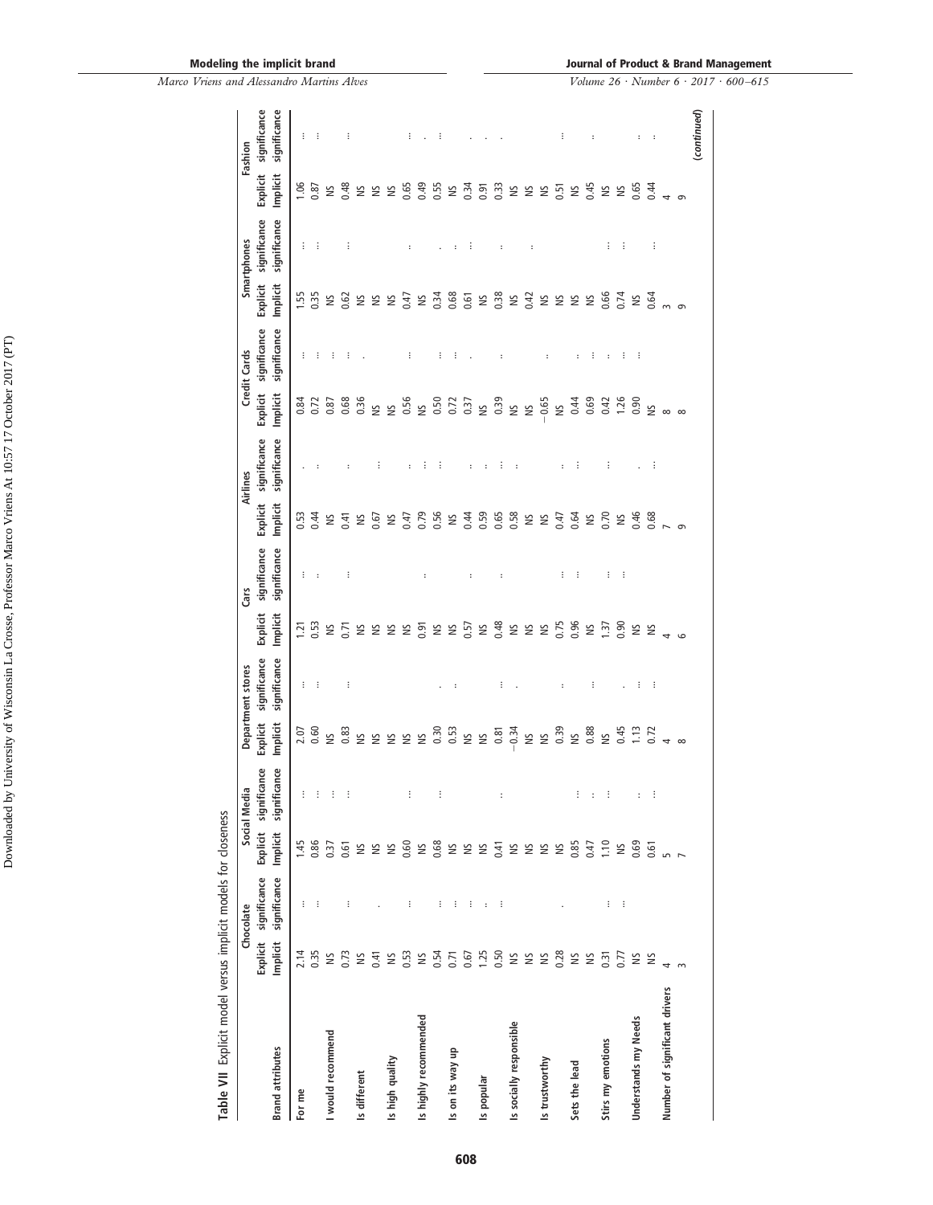**Table VII** Explicit model versus implicit models for closeness

| Brand attributes | Chocolate | | Social Media | | Department stores | | Cars | | Airlines | | Credit Cards | | Smartphones | | Fashion | |
|---|---|---|---|---|---|---|---|---|---|---|---|---|---|---|---|---|
| | Explicit Implicit | significance significance | Explicit Implicit | significance significance | Explicit Implicit | significance significance | Explicit Implicit | significance significance | Explicit Implicit | significance significance | Explicit Implicit | significance significance | Explicit Implicit | significance significance | Explicit Implicit | significance significance |
| **For me** | 2.14 | *** | 1.45 | *** | 2.07 | *** | 1.21 | *** | 0.53 | . | 0.84 | *** | 1.55 | *** | 1.06 | *** |
| | 0.35 | *** | 0.86 | *** | 0.60 | *** | 0.53 | ** | 0.44 | ** | 0.72 | *** | 0.35 | *** | 0.87 | *** |
| **I would recommend** | NS | | 0.37 | *** | NS | | NS | | NS | | 0.87 | *** | NS | | NS | |
| | 0.73 | *** | 0.61 | *** | 0.83 | *** | 0.71 | *** | 0.41 | ** | 0.68 | *** | 0.62 | *** | 0.48 | *** |
| **Is different** | NS | | NS | | NS | | NS | | NS | | 0.36 | . | NS | | NS | |
| | 0.41 | . | NS | | NS | | NS | | 0.67 | *** | NS | | NS | | NS | |
| **Is high quality** | NS | | NS | | NS | | NS | | NS | | NS | | NS | | NS | |
| | 0.53 | *** | 0.60 | *** | NS | | NS | | 0.47 | ** | 0.56 | *** | 0.47 | ** | 0.65 | *** |
| **Is highly recommended** | NS | | NS | | NS | | 0.91 | ** | 0.79 | *** | NS | | NS | | 0.49 | . |
| | 0.54 | *** | 0.68 | *** | 0.30 | . | NS | | 0.56 | *** | 0.50 | *** | 0.34 | . | 0.55 | *** |
| **Is on its way up** | 0.71 | *** | NS | | 0.53 | ** | NS | | NS | | 0.72 | *** | 0.68 | ** | NS | |
| | 0.67 | *** | NS | | NS | | 0.57 | ** | 0.44 | ** | 0.37 | . | 0.61 | *** | 0.34 | . |
| **Is popular** | 1.25 | ** | NS | | NS | | NS | | 0.59 | ** | NS | | NS | | 0.91 | . |
| | 0.50 | *** | 0.41 | ** | 0.81 | *** | 0.48 | ** | 0.65 | *** | 0.39 | ** | 0.38 | ** | 0.33 | . |
| **Is socially responsible** | NS | | NS | | −0.34 | . | NS | | 0.58 | ** | NS | | NS | | NS | |
| | NS | | NS | | NS | | NS | | NS | | NS | | 0.42 | ** | NS | |
| **Is trustworthy** | NS | | NS | | NS | | NS | | NS | | −0.65 | ** | NS | | NS | |
| | 0.28 | . | NS | | 0.39 | ** | 0.75 | *** | 0.47 | ** | NS | | NS | | 0.51 | *** |
| **Sets the lead** | NS | | 0.85 | *** | NS | | 0.96 | *** | 0.64 | *** | 0.44 | ** | NS | | NS | |
| | NS | | 0.47 | ** | 0.88 | *** | NS | | NS | | 0.69 | *** | NS | | 0.45 | ** |
| **Stirs my emotions** | 0.31 | *** | 1.10 | *** | NS | | 1.37 | *** | 0.70 | *** | 0.42 | ** | 0.66 | *** | NS | |
| | 0.77 | *** | NS | | 0.45 | . | 0.90 | *** | NS | | 1.26 | *** | 0.74 | *** | NS | |
| **Understands my Needs** | NS | | 0.69 | ** | 1.13 | *** | NS | | 0.46 | . | 0.90 | *** | NS | | 0.65 | ** |
| | NS | | 0.61 | *** | 0.72 | *** | NS | | 0.68 | *** | NS | | 0.64 | *** | 0.44 | ** |
| **Number of significant drivers** | 4 | | 5 | | 4 | | 4 | | 7 | | 8 | | 3 | | 4 | |
| | 3 | | 7 | | 8 | | 6 | | 9 | | 8 | | 9 | | 9 | |

*(continued)*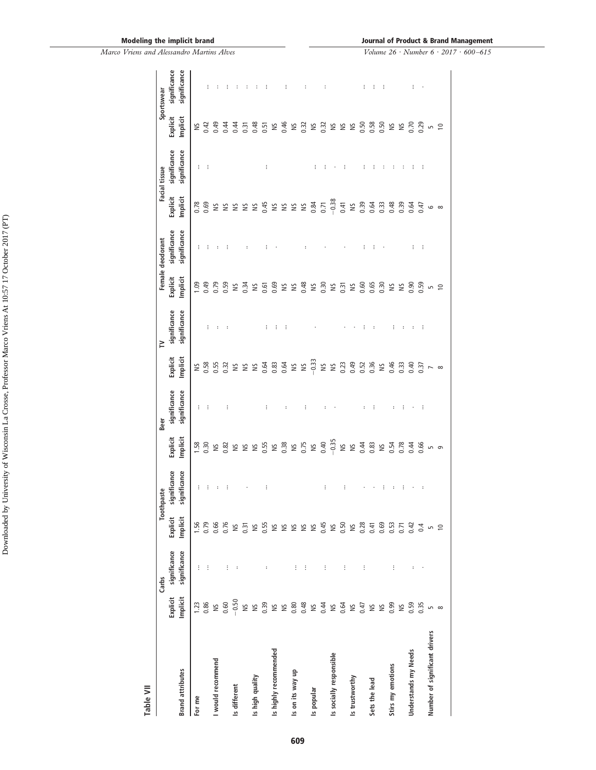**Table VII**

| Brand attributes | Carbs | | Toothpaste | | Beer | | TV | | Female deodorant | | Facial tissue | | Sportswear | |
|---|---|---|---|---|---|---|---|---|---|---|---|---|---|---|
| | Explicit Implicit | significance significance | Explicit Implicit | significance significance | Explicit Implicit | significance significance | Explicit Implicit | significance significance | Explicit Implicit | significance significance | Explicit Implicit | significance significance | Explicit Implicit | significance significance |
| For me | 1.23 | *** | 1.56 | *** | 1.58 | *** | NS | | 1.09 | *** | 0.78 | *** | NS | |
| | 0.86 | *** | 0.79 | *** | 0.30 | *** | 0.58 | *** | 0.49 | *** | 0.69 | *** | 0.42 | *** |
| I would recommend | NS | | 0.66 | ** | NS | | 0.55 | ** | 0.79 | ** | NS | | 0.49 | ** |
| | 0.60 | *** | 0.76 | *** | 0.82 | *** | 0.32 | ** | 0.59 | *** | NS | | 0.44 | *** |
| Is different | −0.50 | ** | NS | | NS | | NS | | NS | | NS | | 0.44 | ** |
| | NS | | 0.31 | * | NS | | NS | | 0.34 | ** | NS | | 0.31 | ** |
| Is high quality | NS | | NS | | NS | | NS | | NS | | NS | | 0.48 | ** |
| | 0.39 | ** | 0.55 | *** | 0.55 | *** | 0.64 | *** | 0.61 | *** | 0.45 | *** | 0.51 | *** |
| Is highly recommended | NS | | NS | | NS | | 0.83 | *** | 0.69 | * | NS | | NS | |
| | NS | | NS | | 0.38 | ** | 0.64 | *** | NS | | NS | | 0.46 | *** |
| Is on its way up | 0.80 | *** | NS | | NS | | NS | | NS | | NS | | NS | |
| | 0.48 | *** | NS | | 0.75 | *** | NS | | 0.48 | ** | NS | | 0.32 | ** |
| Is popular | NS | | NS | | NS | | −0.33 | * | NS | | 0.84 | *** | NS | |
| | 0.44 | *** | 0.45 | *** | 0.40 | ** | NS | | 0.30 | * | 0.71 | *** | 0.32 | ** |
| Is socially responsible | NS | | NS | | −0.35 | * | NS | | NS | | −0.38 | * | NS | |
| | 0.64 | *** | 0.50 | *** | NS | | 0.23 | * | 0.31 | * | 0.41 | *** | NS | |
| Is trustworthy | NS | | NS | | NS | | 0.49 | * | NS | | NS | | NS | |
| | 0.47 | *** | 0.28 | * | 0.44 | ** | 0.52 | *** | 0.60 | *** | 0.39 | *** | 0.50 | *** |
| Sets the lead | NS | | 0.41 | * | 0.83 | *** | 0.36 | ** | 0.65 | *** | 0.64 | *** | 0.58 | *** |
| | NS | | 0.69 | *** | NS | | NS | | 0.30 | * | 0.33 | ** | 0.50 | *** |
| Stirs my emotions | 0.99 | *** | 0.53 | ** | 0.54 | ** | 0.46 | *** | NS | | 0.48 | ** | NS | |
| | NS | | 0.71 | *** | 0.78 | *** | 0.33 | ** | NS | | 0.39 | ** | NS | |
| Understands my Needs | 0.59 | ** | 0.42 | * | 0.44 | * | 0.40 | ** | 0.90 | *** | 0.64 | *** | 0.70 | *** |
| | 0.35 | * | 0.4 | ** | 0.66 | *** | 0.37 | *** | 0.59 | *** | 0.47 | *** | 0.29 | * |
| Number of significant drivers | 5 | | 5 | | 5 | | 7 | | 5 | | 6 | | 5 | |
| | 8 | | 10 | | 9 | | 8 | | 10 | | 8 | | 10 | |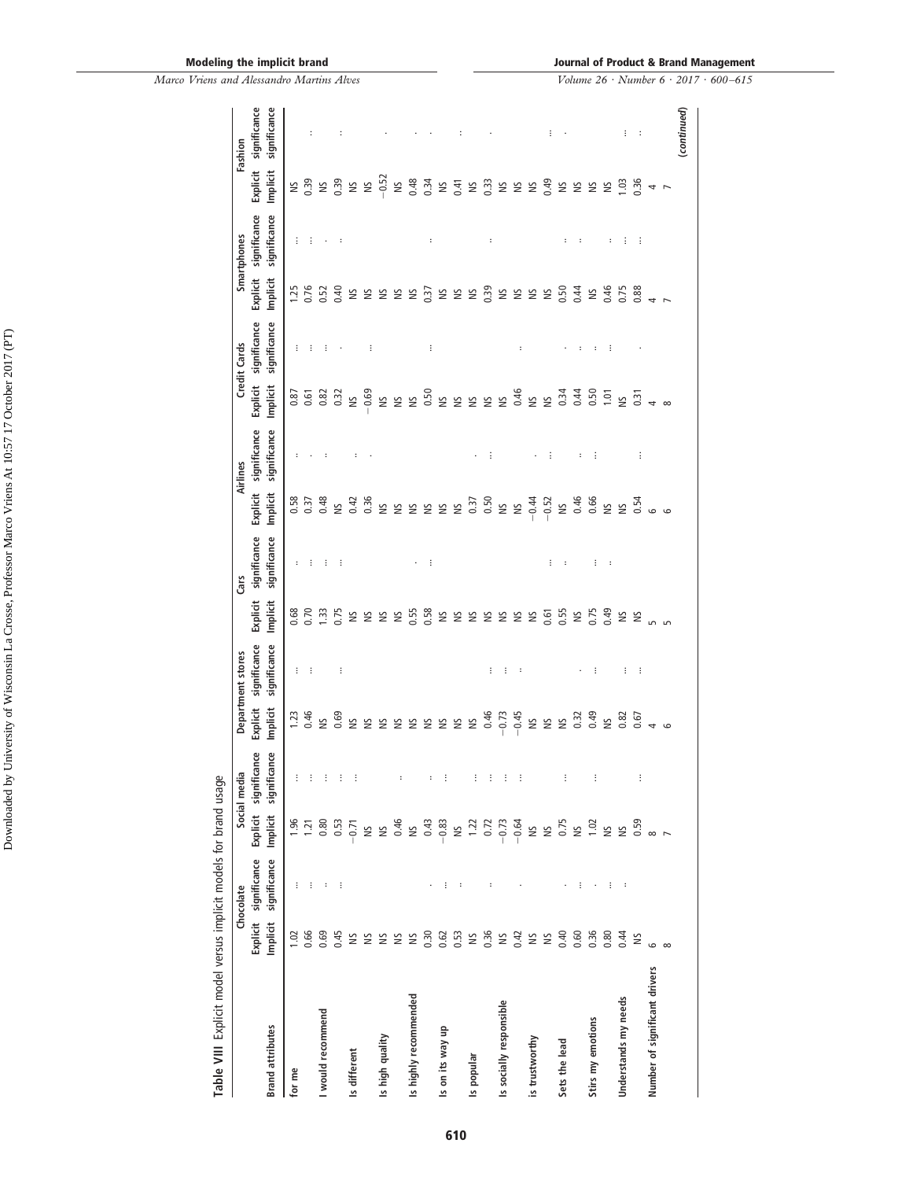**Table VIII** Explicit model versus implicit models for brand usage

| Brand attributes | Chocolate | | Social media | | Department stores | | Cars | | Airlines | | Credit Cards | | Smartphones | | Fashion | |
|---|---|---|---|---|---|---|---|---|---|---|---|---|---|---|---|---|
| | Explicit Implicit | Explicit significance Implicit significance | Explicit Implicit | Explicit significance Implicit significance | Explicit Implicit | Explicit significance Implicit significance | Explicit Implicit | Explicit significance Implicit significance | Explicit Implicit | Explicit significance Implicit significance | Explicit Implicit | Explicit significance Implicit significance | Explicit Implicit | Explicit significance Implicit significance | Explicit Implicit | Explicit significance Implicit significance |
| for me | 1.02 | *** | 1.96 | *** | 1.23 | *** | 0.68 | ** | 0.58 | ** | 0.87 | *** | 1.25 | *** | NS | |
| | 0.66 | *** | 1.21 | *** | 0.46 | *** | 0.70 | *** | 0.37 | * | 0.61 | *** | 0.76 | *** | 0.39 | *** |
| I would recommend | 0.69 | ** | 0.80 | *** | NS | | 1.33 | *** | 0.48 | ** | 0.82 | *** | 0.52 | * | NS | |
| | 0.45 | *** | 0.53 | *** | 0.69 | *** | 0.75 | *** | NS | | 0.32 | * | 0.40 | ** | 0.39 | *** |
| Is different | NS | | −0.71 | *** | NS | | NS | | 0.42 | ** | NS | | NS | | NS | |
| | NS | | NS | | NS | | NS | | 0.36 | * | −0.69 | *** | NS | | NS | |
| Is high quality | NS | | NS | | NS | | NS | | NS | | NS | | NS | | −0.52 | * |
| | NS | | 0.46 | ** | NS | | NS | | NS | | NS | | NS | | NS | |
| Is highly recommended | NS | | NS | | NS | | 0.55 | * | NS | | NS | | NS | | 0.48 | * |
| | 0.30 | * | 0.43 | ** | NS | | 0.58 | *** | NS | | 0.50 | *** | 0.37 | ** | 0.34 | * |
| Is on its way up | 0.62 | *** | −0.83 | *** | NS | | NS | | NS | | NS | | NS | | NS | |
| | 0.53 | ** | NS | | NS | | NS | | NS | | NS | | NS | | 0.41 | *** |
| Is popular | NS | | 1.22 | *** | NS | | NS | | 0.37 | * | NS | | NS | | NS | |
| | 0.36 | ** | 0.72 | *** | 0.46 | *** | NS | | 0.50 | *** | NS | | 0.39 | ** | 0.33 | * |
| Is socially responsible | NS | | −0.73 | *** | −0.73 | *** | NS | | NS | | NS | | NS | | NS | |
| | 0.42 | * | −0.64 | *** | −0.45 | ** | NS | | NS | | 0.46 | ** | NS | | NS | |
| is trustworthy | NS | | NS | | NS | | NS | | −0.44 | * | NS | | NS | | NS | |
| | NS | | NS | | NS | | 0.61 | *** | −0.52 | *** | NS | | NS | | 0.49 | *** |
| Sets the lead | 0.40 | * | 0.75 | *** | NS | | 0.55 | ** | NS | | 0.34 | * | 0.50 | ** | NS | |
| | 0.60 | *** | NS | | 0.32 | * | NS | | 0.46 | ** | 0.44 | ** | 0.44 | ** | NS | |
| Stirs my emotions | 0.36 | * | 1.02 | *** | 0.49 | *** | 0.75 | *** | 0.66 | *** | 0.50 | ** | NS | | NS | |
| | 0.80 | *** | NS | | NS | | 0.49 | ** | NS | | 1.01 | *** | 0.46 | ** | NS | |
| Understands my needs | 0.44 | ** | NS | | 0.82 | *** | NS | | NS | | NS | | 0.75 | *** | 1.03 | *** |
| | NS | | 0.59 | *** | 0.67 | *** | NS | | 0.54 | *** | 0.31 | * | 0.88 | *** | 0.36 | *** |
| Number of significant drivers | 6 | | 8 | | 4 | | 5 | | 6 | | 4 | | 4 | | 4 | |
| | 8 | | 7 | | 6 | | 5 | | 6 | | 8 | | 7 | | 7 | |

*(continued)*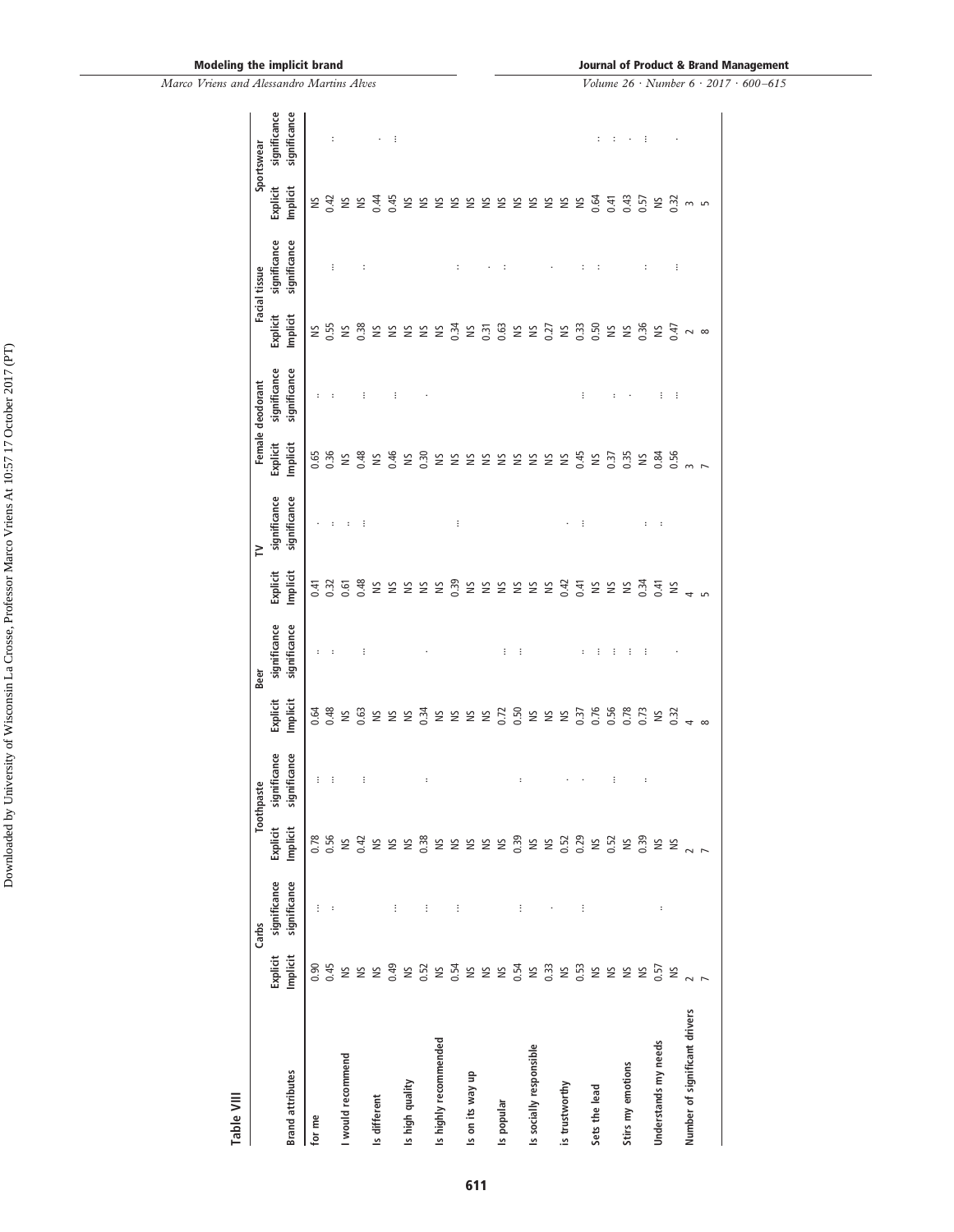**Table VIII**

| Brand attributes | Carbs Explicit Implicit | Carbs significance significance | Toothpaste Explicit Implicit | Toothpaste significance significance | Beer Explicit Implicit | Beer significance significance | TV Explicit Implicit | TV significance significance | Female deodorant Explicit Implicit | Female deodorant significance significance | Facial tissue Explicit Implicit | Facial tissue significance significance | Sportswear Explicit Implicit | Sportswear significance significance |
|---|---|---|---|---|---|---|---|---|---|---|---|---|---|---|
| for me | 0.90 | *** | 0.78 | *** | 0.64 | ** | 0.41 | * | 0.65 | ** | NS | | NS | |
| | 0.45 | ** | 0.56 | *** | 0.48 | ** | 0.32 | ** | 0.36 | ** | 0.55 | *** | 0.42 | *** |
| I would recommend | NS | | NS | | NS | | 0.61 | ** | NS | | NS | | NS | |
| | NS | | 0.42 | *** | 0.63 | *** | 0.48 | *** | 0.48 | *** | 0.38 | ** | NS | |
| Is different | NS | | NS | | NS | | NS | | NS | | NS | | 0.44 | * |
| | 0.49 | *** | NS | | NS | | NS | | 0.46 | *** | NS | | 0.45 | *** |
| Is high quality | NS | | NS | | NS | | NS | | NS | | NS | | NS | |
| | 0.52 | *** | 0.38 | ** | 0.34 | * | NS | | 0.30 | * | NS | | NS | |
| Is highly recommended | NS | | NS | | NS | | NS | | NS | | NS | | NS | |
| | 0.54 | *** | NS | | NS | | 0.39 | *** | NS | | 0.34 | ** | NS | |
| Is on its way up | NS | | NS | | NS | | NS | | NS | | NS | | NS | |
| | NS | | NS | | NS | | NS | | NS | | 0.31 | * | NS | |
| Is popular | NS | | NS | | 0.72 | *** | NS | | NS | | 0.63 | ** | NS | |
| | 0.54 | *** | 0.39 | ** | 0.50 | *** | NS | | NS | | NS | | NS | |
| Is socially responsible | NS | | NS | | NS | | NS | | NS | | NS | | NS | |
| | 0.33 | * | NS | | NS | | NS | | NS | | 0.27 | * | NS | |
| is trustworthy | NS | | 0.52 | * | NS | | 0.42 | * | NS | | NS | | NS | |
| | 0.53 | *** | 0.29 | * | 0.37 | ** | 0.41 | *** | 0.45 | *** | 0.33 | ** | NS | |
| Sets the lead | NS | | NS | | 0.76 | *** | NS | | NS | | 0.50 | ** | 0.64 | ** |
| | NS | | 0.52 | *** | 0.56 | *** | NS | | 0.37 | ** | NS | | 0.41 | ** |
| Stirs my emotions | NS | | NS | | 0.78 | *** | NS | | 0.35 | * | NS | | 0.43 | * |
| | NS | | 0.39 | ** | 0.73 | *** | 0.34 | ** | NS | | 0.36 | ** | 0.57 | *** |
| Understands my needs | 0.57 | ** | NS | | NS | | 0.41 | ** | 0.84 | *** | NS | | NS | |
| | NS | | NS | | 0.32 | * | NS | | 0.56 | *** | 0.47 | *** | 0.32 | * |
| Number of significant drivers | 2 | | 2 | | 4 | | 4 | | 3 | | 2 | | 3 | |
| | 7 | | 7 | | 8 | | 5 | | 7 | | 8 | | 5 | |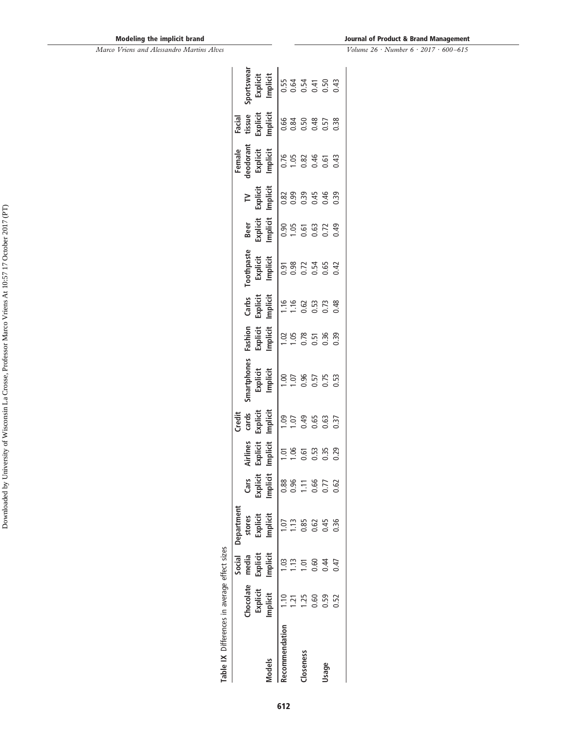**Table IX** Differences in average effect sizes

| Models | Chocolate Explicit Implicit | Social media Explicit Implicit | Department stores Explicit Implicit | Cars Explicit Implicit | Airlines Explicit Implicit | Credit cards Explicit Implicit | Smartphones Explicit Implicit | Fashion Explicit Implicit | Carbs Explicit Implicit | Toothpaste Explicit Implicit | Beer Explicit Implicit | TV Explicit Implicit | Female deodorant Explicit Implicit | Facial tissue Explicit Implicit | Sportswear Explicit Implicit |
|---|---|---|---|---|---|---|---|---|---|---|---|---|---|---|---|
| Recommendation | 1.10 | 1.03 | 1.07 | 0.88 | 1.01 | 1.09 | 1.00 | 1.02 | 1.16 | 0.91 | 0.90 | 0.82 | 0.76 | 0.66 | 0.55 |
| | 1.21 | 1.13 | 1.13 | 0.96 | 1.06 | 1.07 | 1.07 | 1.05 | 1.16 | 0.98 | 1.05 | 0.99 | 1.05 | 0.84 | 0.64 |
| Closeness | 1.25 | 1.01 | 0.85 | 1.11 | 0.61 | 0.49 | 0.96 | 0.78 | 0.62 | 0.72 | 0.61 | 0.39 | 0.82 | 0.50 | 0.54 |
| | 0.60 | 0.60 | 0.62 | 0.66 | 0.53 | 0.65 | 0.57 | 0.51 | 0.53 | 0.54 | 0.63 | 0.45 | 0.46 | 0.48 | 0.41 |
| Usage | 0.59 | 0.44 | 0.45 | 0.77 | 0.35 | 0.63 | 0.75 | 0.36 | 0.73 | 0.65 | 0.72 | 0.46 | 0.61 | 0.57 | 0.50 |
| | 0.52 | 0.47 | 0.36 | 0.62 | 0.29 | 0.37 | 0.53 | 0.39 | 0.48 | 0.42 | 0.49 | 0.39 | 0.43 | 0.38 | 0.43 |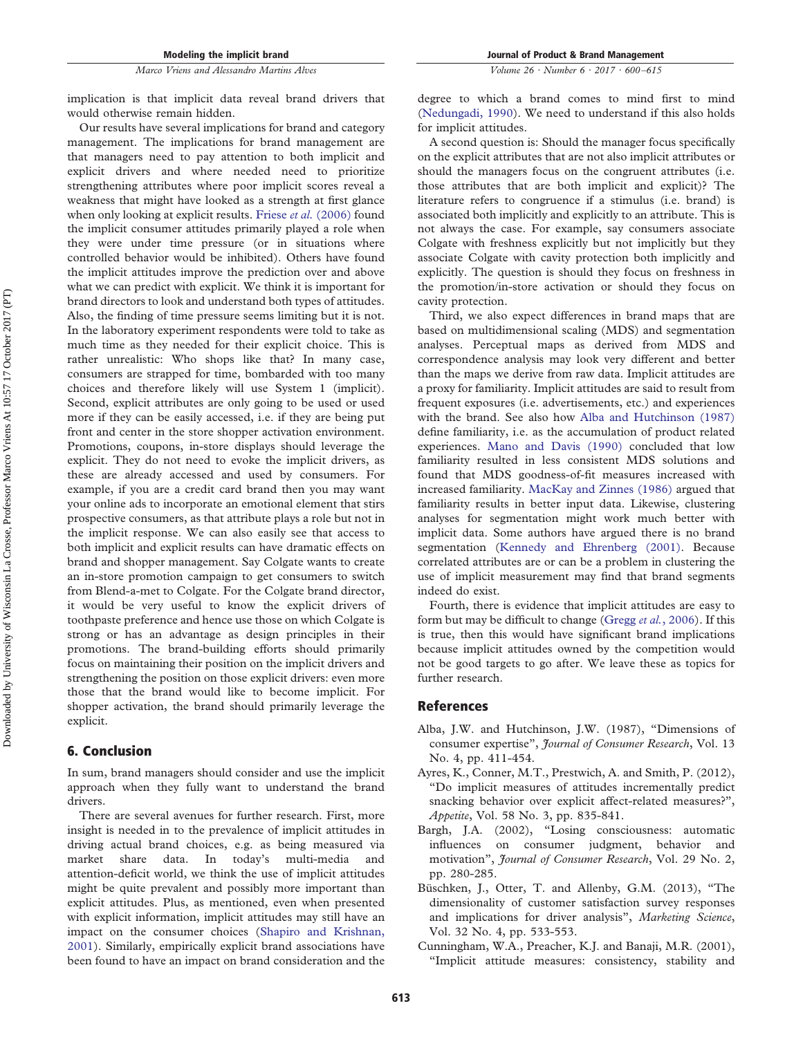implication is that implicit data reveal brand drivers that would otherwise remain hidden.

Our results have several implications for brand and category management. The implications for brand management are that managers need to pay attention to both implicit and explicit drivers and where needed need to prioritize strengthening attributes where poor implicit scores reveal a weakness that might have looked as a strength at first glance when only looking at explicit results. Friese *et al.* (2006) found the implicit consumer attitudes primarily played a role when they were under time pressure (or in situations where controlled behavior would be inhibited). Others have found the implicit attitudes improve the prediction over and above what we can predict with explicit. We think it is important for brand directors to look and understand both types of attitudes. Also, the finding of time pressure seems limiting but it is not. In the laboratory experiment respondents were told to take as much time as they needed for their explicit choice. This is rather unrealistic: Who shops like that? In many case, consumers are strapped for time, bombarded with too many choices and therefore likely will use System 1 (implicit). Second, explicit attributes are only going to be used or used more if they can be easily accessed, i.e. if they are being put front and center in the store shopper activation environment. Promotions, coupons, in-store displays should leverage the explicit. They do not need to evoke the implicit drivers, as these are already accessed and used by consumers. For example, if you are a credit card brand then you may want your online ads to incorporate an emotional element that stirs prospective consumers, as that attribute plays a role but not in the implicit response. We can also easily see that access to both implicit and explicit results can have dramatic effects on brand and shopper management. Say Colgate wants to create an in-store promotion campaign to get consumers to switch from Blend-a-met to Colgate. For the Colgate brand director, it would be very useful to know the explicit drivers of toothpaste preference and hence use those on which Colgate is strong or has an advantage as design principles in their promotions. The brand-building efforts should primarily focus on maintaining their position on the implicit drivers and strengthening the position on those explicit drivers: even more those that the brand would like to become implicit. For shopper activation, the brand should primarily leverage the explicit.

## 6. Conclusion

In sum, brand managers should consider and use the implicit approach when they fully want to understand the brand drivers.

There are several avenues for further research. First, more insight is needed in to the prevalence of implicit attitudes in driving actual brand choices, e.g. as being measured via market share data. In today's multi-media and attention-deficit world, we think the use of implicit attitudes might be quite prevalent and possibly more important than explicit attitudes. Plus, as mentioned, even when presented with explicit information, implicit attitudes may still have an impact on the consumer choices (Shapiro and Krishnan, 2001). Similarly, empirically explicit brand associations have been found to have an impact on brand consideration and the degree to which a brand comes to mind first to mind (Nedungadi, 1990). We need to understand if this also holds for implicit attitudes.

A second question is: Should the manager focus specifically on the explicit attributes that are not also implicit attributes or should the managers focus on the congruent attributes (i.e. those attributes that are both implicit and explicit)? The literature refers to congruence if a stimulus (i.e. brand) is associated both implicitly and explicitly to an attribute. This is not always the case. For example, say consumers associate Colgate with freshness explicitly but not implicitly but they associate Colgate with cavity protection both implicitly and explicitly. The question is should they focus on freshness in the promotion/in-store activation or should they focus on cavity protection.

Third, we also expect differences in brand maps that are based on multidimensional scaling (MDS) and segmentation analyses. Perceptual maps as derived from MDS and correspondence analysis may look very different and better than the maps we derive from raw data. Implicit attitudes are a proxy for familiarity. Implicit attitudes are said to result from frequent exposures (i.e. advertisements, etc.) and experiences with the brand. See also how Alba and Hutchinson (1987) define familiarity, i.e. as the accumulation of product related experiences. Mano and Davis (1990) concluded that low familiarity resulted in less consistent MDS solutions and found that MDS goodness-of-fit measures increased with increased familiarity. MacKay and Zinnes (1986) argued that familiarity results in better input data. Likewise, clustering analyses for segmentation might work much better with implicit data. Some authors have argued there is no brand segmentation (Kennedy and Ehrenberg (2001). Because correlated attributes are or can be a problem in clustering the use of implicit measurement may find that brand segments indeed do exist.

Fourth, there is evidence that implicit attitudes are easy to form but may be difficult to change (Gregg *et al.*, 2006). If this is true, then this would have significant brand implications because implicit attitudes owned by the competition would not be good targets to go after. We leave these as topics for further research.

## References

Alba, J.W. and Hutchinson, J.W. (1987), "Dimensions of consumer expertise", *Journal of Consumer Research*, Vol. 13 No. 4, pp. 411-454.

Ayres, K., Conner, M.T., Prestwich, A. and Smith, P. (2012), "Do implicit measures of attitudes incrementally predict snacking behavior over explicit affect-related measures?", *Appetite*, Vol. 58 No. 3, pp. 835-841.

Bargh, J.A. (2002), "Losing consciousness: automatic influences on consumer judgment, behavior and motivation", *Journal of Consumer Research*, Vol. 29 No. 2, pp. 280-285.

Büschken, J., Otter, T. and Allenby, G.M. (2013), "The dimensionality of customer satisfaction survey responses and implications for driver analysis", *Marketing Science*, Vol. 32 No. 4, pp. 533-553.

Cunningham, W.A., Preacher, K.J. and Banaji, M.R. (2001), "Implicit attitude measures: consistency, stability and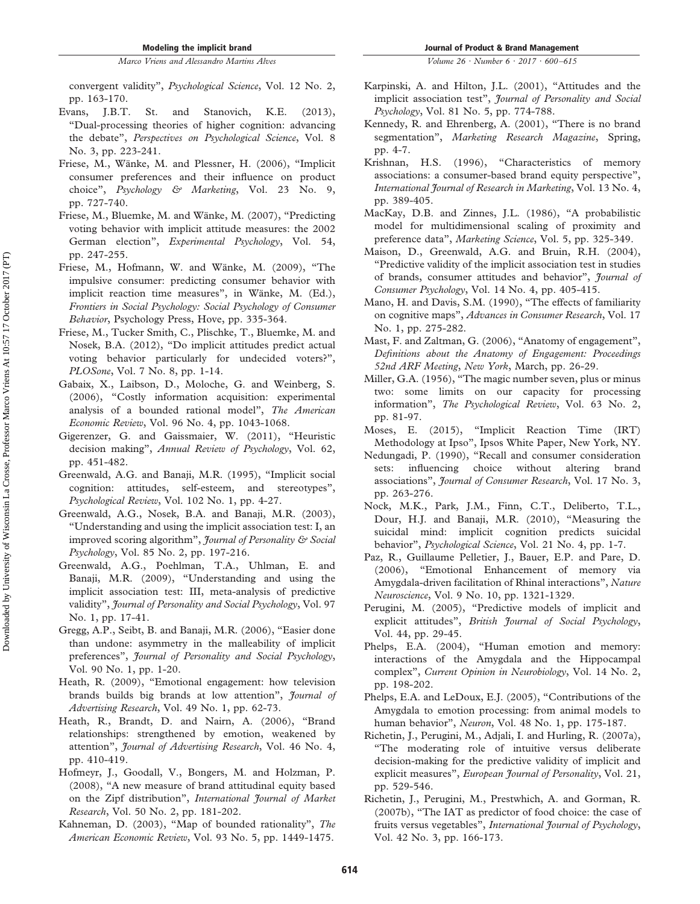convergent validity", *Psychological Science*, Vol. 12 No. 2, pp. 163-170.

Evans, J.B.T. St. and Stanovich, K.E. (2013), "Dual-processing theories of higher cognition: advancing the debate", *Perspectives on Psychological Science*, Vol. 8 No. 3, pp. 223-241.

Friese, M., Wänke, M. and Plessner, H. (2006), "Implicit consumer preferences and their influence on product choice", *Psychology & Marketing*, Vol. 23 No. 9, pp. 727-740.

Friese, M., Bluemke, M. and Wänke, M. (2007), "Predicting voting behavior with implicit attitude measures: the 2002 German election", *Experimental Psychology*, Vol. 54, pp. 247-255.

Friese, M., Hofmann, W. and Wänke, M. (2009), "The impulsive consumer: predicting consumer behavior with implicit reaction time measures", in Wänke, M. (Ed.), *Frontiers in Social Psychology: Social Psychology of Consumer Behavior*, Psychology Press, Hove, pp. 335-364.

Friese, M., Tucker Smith, C., Plischke, T., Bluemke, M. and Nosek, B.A. (2012), "Do implicit attitudes predict actual voting behavior particularly for undecided voters?", *PLOSOne*, Vol. 7 No. 8, pp. 1-14.

Gabaix, X., Laibson, D., Moloche, G. and Weinberg, S. (2006), "Costly information acquisition: experimental analysis of a bounded rational model", *The American Economic Review*, Vol. 96 No. 4, pp. 1043-1068.

Gigerenzer, G. and Gaissmaier, W. (2011), "Heuristic decision making", *Annual Review of Psychology*, Vol. 62, pp. 451-482.

Greenwald, A.G. and Banaji, M.R. (1995), "Implicit social cognition: attitudes, self-esteem, and stereotypes", *Psychological Review*, Vol. 102 No. 1, pp. 4-27.

Greenwald, A.G., Nosek, B.A. and Banaji, M.R. (2003), "Understanding and using the implicit association test: I, an improved scoring algorithm", *Journal of Personality & Social Psychology*, Vol. 85 No. 2, pp. 197-216.

Greenwald, A.G., Poehlman, T.A., Uhlman, E. and Banaji, M.R. (2009), "Understanding and using the implicit association test: III, meta-analysis of predictive validity", *Journal of Personality and Social Psychology*, Vol. 97 No. 1, pp. 17-41.

Gregg, A.P., Seibt, B. and Banaji, M.R. (2006), "Easier done than undone: asymmetry in the malleability of implicit preferences", *Journal of Personality and Social Psychology*, Vol. 90 No. 1, pp. 1-20.

Heath, R. (2009), "Emotional engagement: how television brands builds big brands at low attention", *Journal of Advertising Research*, Vol. 49 No. 1, pp. 62-73.

Heath, R., Brandt, D. and Nairn, A. (2006), "Brand relationships: strengthened by emotion, weakened by attention", *Journal of Advertising Research*, Vol. 46 No. 4, pp. 410-419.

Hofmeyr, J., Goodall, V., Bongers, M. and Holzman, P. (2008), "A new measure of brand attitudinal equity based on the Zipf distribution", *International Journal of Market Research*, Vol. 50 No. 2, pp. 181-202.

Kahneman, D. (2003), "Map of bounded rationality", *The American Economic Review*, Vol. 93 No. 5, pp. 1449-1475.

Karpinski, A. and Hilton, J.L. (2001), "Attitudes and the implicit association test", *Journal of Personality and Social Psychology*, Vol. 81 No. 5, pp. 774-788.

Kennedy, R. and Ehrenberg, A. (2001), "There is no brand segmentation", *Marketing Research Magazine*, Spring, pp. 4-7.

Krishnan, H.S. (1996), "Characteristics of memory associations: a consumer-based brand equity perspective", *International Journal of Research in Marketing*, Vol. 13 No. 4, pp. 389-405.

MacKay, D.B. and Zinnes, J.L. (1986), "A probabilistic model for multidimensional scaling of proximity and preference data", *Marketing Science*, Vol. 5, pp. 325-349.

Maison, D., Greenwald, A.G. and Bruin, R.H. (2004), "Predictive validity of the implicit association test in studies of brands, consumer attitudes and behavior", *Journal of Consumer Psychology*, Vol. 14 No. 4, pp. 405-415.

Mano, H. and Davis, S.M. (1990), "The effects of familiarity on cognitive maps", *Advances in Consumer Research*, Vol. 17 No. 1, pp. 275-282.

Mast, F. and Zaltman, G. (2006), "Anatomy of engagement", *Definitions about the Anatomy of Engagement: Proceedings 52nd ARF Meeting, New York*, March, pp. 26-29.

Miller, G.A. (1956), "The magic number seven, plus or minus two: some limits on our capacity for processing information", *The Psychological Review*, Vol. 63 No. 2, pp. 81-97.

Moses, E. (2015), "Implicit Reaction Time (IRT) Methodology at Ipso", Ipsos White Paper, New York, NY.

Nedungadi, P. (1990), "Recall and consumer consideration sets: influencing choice without altering brand associations", *Journal of Consumer Research*, Vol. 17 No. 3, pp. 263-276.

Nock, M.K., Park, J.M., Finn, C.T., Deliberto, T.L., Dour, H.J. and Banaji, M.R. (2010), "Measuring the suicidal mind: implicit cognition predicts suicidal behavior", *Psychological Science*, Vol. 21 No. 4, pp. 1-7.

Paz, R., Guillaume Pelletier, J., Bauer, E.P. and Pare, D. (2006), "Emotional Enhancement of memory via Amygdala-driven facilitation of Rhinal interactions", *Nature Neuroscience*, Vol. 9 No. 10, pp. 1321-1329.

Perugini, M. (2005), "Predictive models of implicit and explicit attitudes", *British Journal of Social Psychology*, Vol. 44, pp. 29-45.

Phelps, E.A. (2004), "Human emotion and memory: interactions of the Amygdala and the Hippocampal complex", *Current Opinion in Neurobiology*, Vol. 14 No. 2, pp. 198-202.

Phelps, E.A. and LeDoux, E.J. (2005), "Contributions of the Amygdala to emotion processing: from animal models to human behavior", *Neuron*, Vol. 48 No. 1, pp. 175-187.

Richetin, J., Perugini, M., Adjali, I. and Hurling, R. (2007a), "The moderating role of intuitive versus deliberate decision-making for the predictive validity of implicit and explicit measures", *European Journal of Personality*, Vol. 21, pp. 529-546.

Richetin, J., Perugini, M., Prestwhich, A. and Gorman, R. (2007b), "The IAT as predictor of food choice: the case of fruits versus vegetables", *International Journal of Psychology*, Vol. 42 No. 3, pp. 166-173.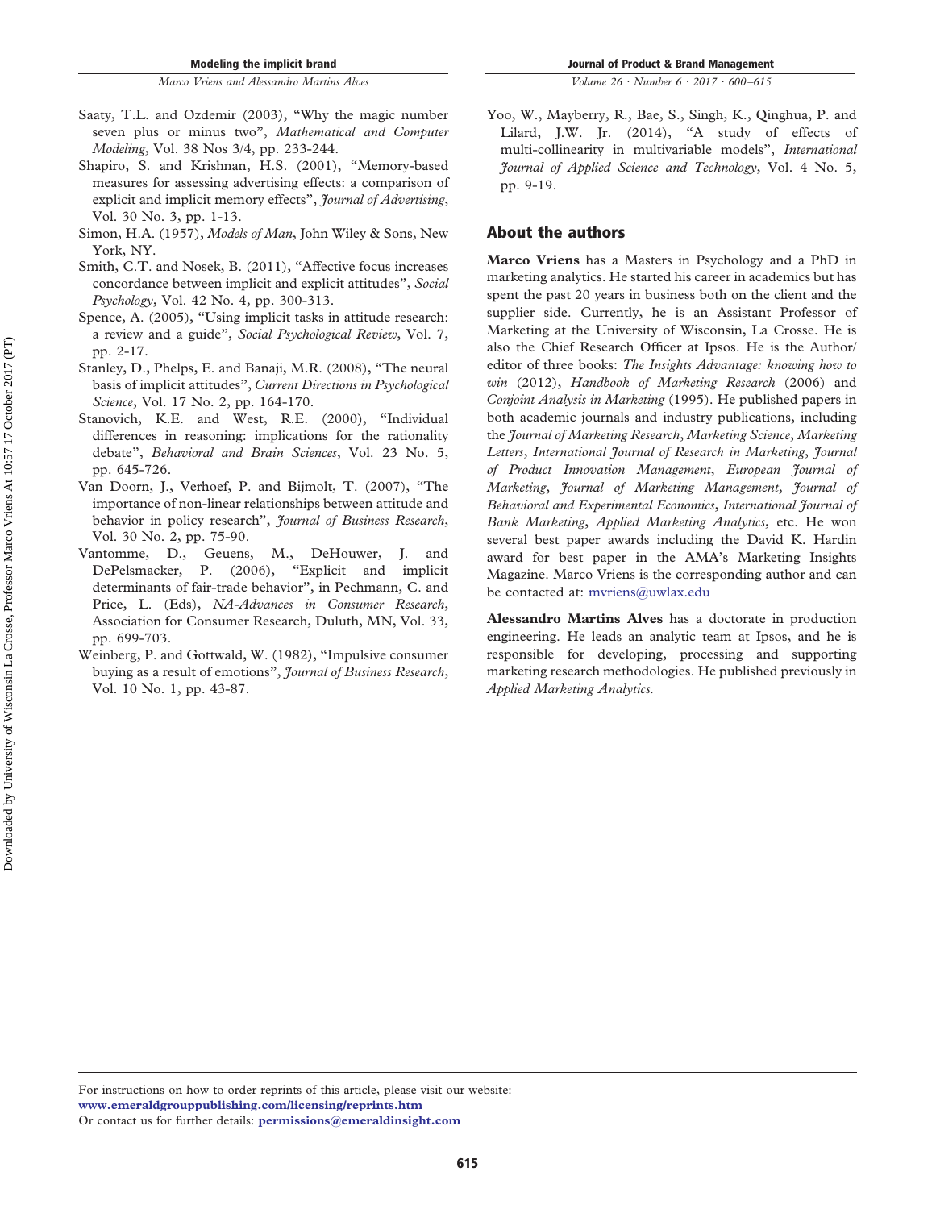Saaty, T.L. and Ozdemir (2003), "Why the magic number seven plus or minus two", *Mathematical and Computer Modeling*, Vol. 38 Nos 3/4, pp. 233-244.

Shapiro, S. and Krishnan, H.S. (2001), "Memory-based measures for assessing advertising effects: a comparison of explicit and implicit memory effects", *Journal of Advertising*, Vol. 30 No. 3, pp. 1-13.

Simon, H.A. (1957), *Models of Man*, John Wiley & Sons, New York, NY.

Smith, C.T. and Nosek, B. (2011), "Affective focus increases concordance between implicit and explicit attitudes", *Social Psychology*, Vol. 42 No. 4, pp. 300-313.

Spence, A. (2005), "Using implicit tasks in attitude research: a review and a guide", *Social Psychological Review*, Vol. 7, pp. 2-17.

Stanley, D., Phelps, E. and Banaji, M.R. (2008), "The neural basis of implicit attitudes", *Current Directions in Psychological Science*, Vol. 17 No. 2, pp. 164-170.

Stanovich, K.E. and West, R.E. (2000), "Individual differences in reasoning: implications for the rationality debate", *Behavioral and Brain Sciences*, Vol. 23 No. 5, pp. 645-726.

Van Doorn, J., Verhoef, P. and Bijmolt, T. (2007), "The importance of non-linear relationships between attitude and behavior in policy research", *Journal of Business Research*, Vol. 30 No. 2, pp. 75-90.

Vantomme, D., Geuens, M., DeHouwer, J. and DePelsmacker, P. (2006), "Explicit and implicit determinants of fair-trade behavior", in Pechmann, C. and Price, L. (Eds), *NA-Advances in Consumer Research*, Association for Consumer Research, Duluth, MN, Vol. 33, pp. 699-703.

Weinberg, P. and Gottwald, W. (1982), "Impulsive consumer buying as a result of emotions", *Journal of Business Research*, Vol. 10 No. 1, pp. 43-87.

Yoo, W., Mayberry, R., Bae, S., Singh, K., Qinghua, P. and Lilard, J.W. Jr. (2014), "A study of effects of multi-collinearity in multivariable models", *International Journal of Applied Science and Technology*, Vol. 4 No. 5, pp. 9-19.

## About the authors

**Marco Vriens** has a Masters in Psychology and a PhD in marketing analytics. He started his career in academics but has spent the past 20 years in business both on the client and the supplier side. Currently, he is an Assistant Professor of Marketing at the University of Wisconsin, La Crosse. He is also the Chief Research Officer at Ipsos. He is the Author/editor of three books: *The Insights Advantage: knowing how to win* (2012), *Handbook of Marketing Research* (2006) and *Conjoint Analysis in Marketing* (1995). He published papers in both academic journals and industry publications, including the *Journal of Marketing Research*, *Marketing Science*, *Marketing Letters*, *International Journal of Research in Marketing*, *Journal of Product Innovation Management*, *European Journal of Marketing*, *Journal of Marketing Management*, *Journal of Behavioral and Experimental Economics*, *International Journal of Bank Marketing*, *Applied Marketing Analytics*, etc. He won several best paper awards including the David K. Hardin award for best paper in the AMA's Marketing Insights Magazine. Marco Vriens is the corresponding author and can be contacted at: mvriens@uwlax.edu

**Alessandro Martins Alves** has a doctorate in production engineering. He leads an analytic team at Ipsos, and he is responsible for developing, processing and supporting marketing research methodologies. He published previously in *Applied Marketing Analytics.*

For instructions on how to order reprints of this article, please visit our website:
**www.emeraldgrouppublishing.com/licensing/reprints.htm**
Or contact us for further details: **permissions@emeraldinsight.com**